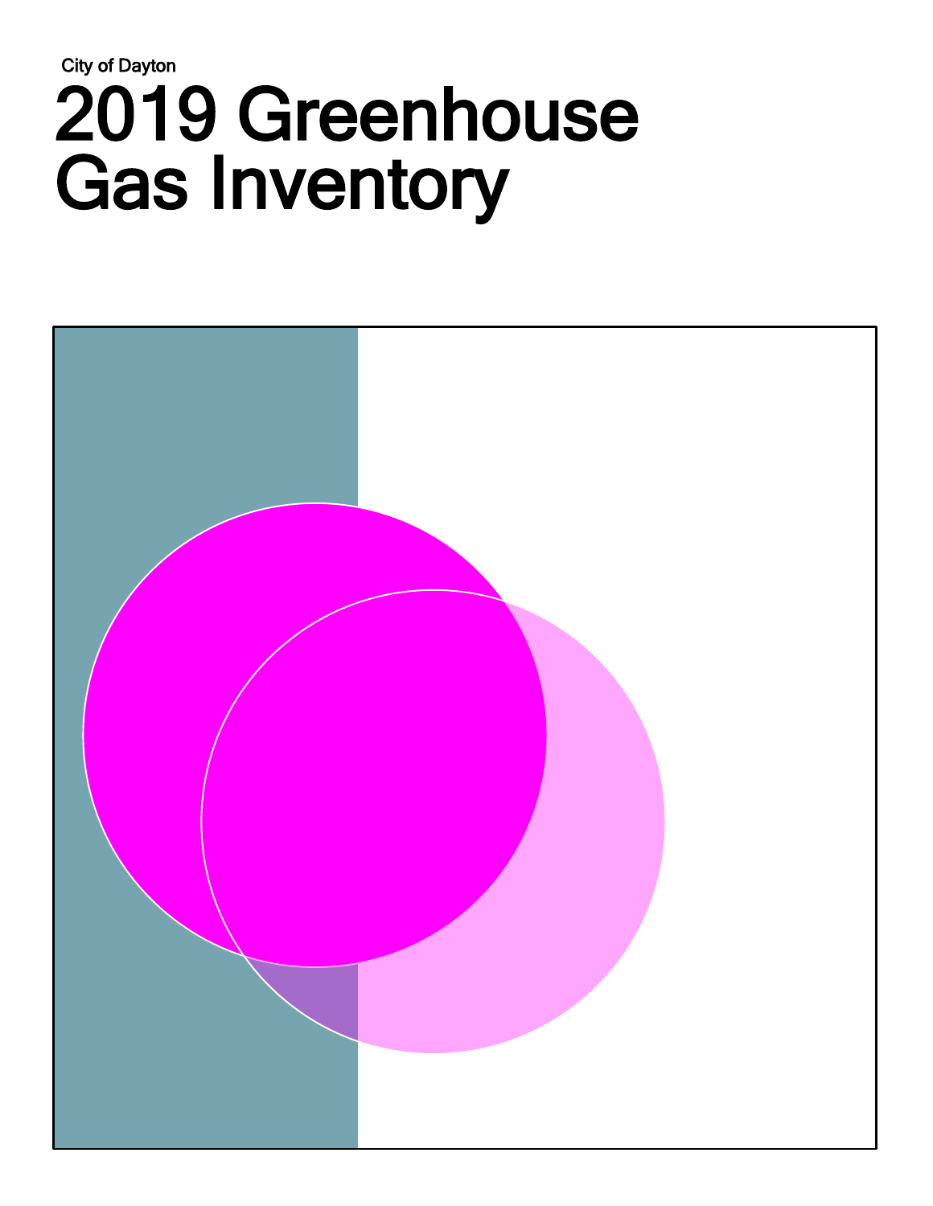City of Dayton

# 2019 Greenhouse Gas Inventory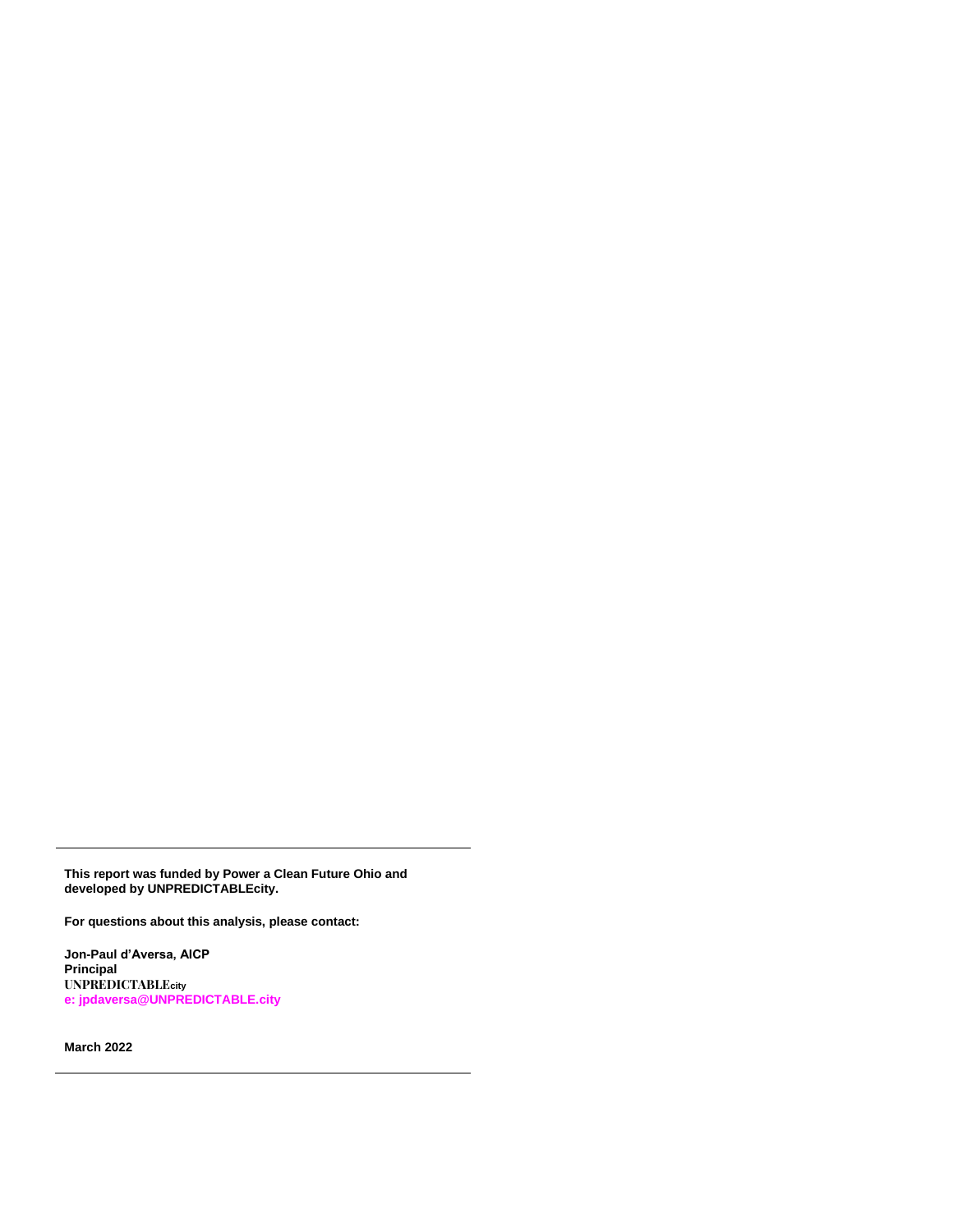---

**This report was funded by Power a Clean Future Ohio and developed by UNPREDICTABLEcity.**

**For questions about this analysis, please contact:**

**Jon-Paul d'Aversa, AICP**
**Principal**
**UNPREDICTABLEcity**
**e: jpdaversa@UNPREDICTABLE.city**

**March 2022**

---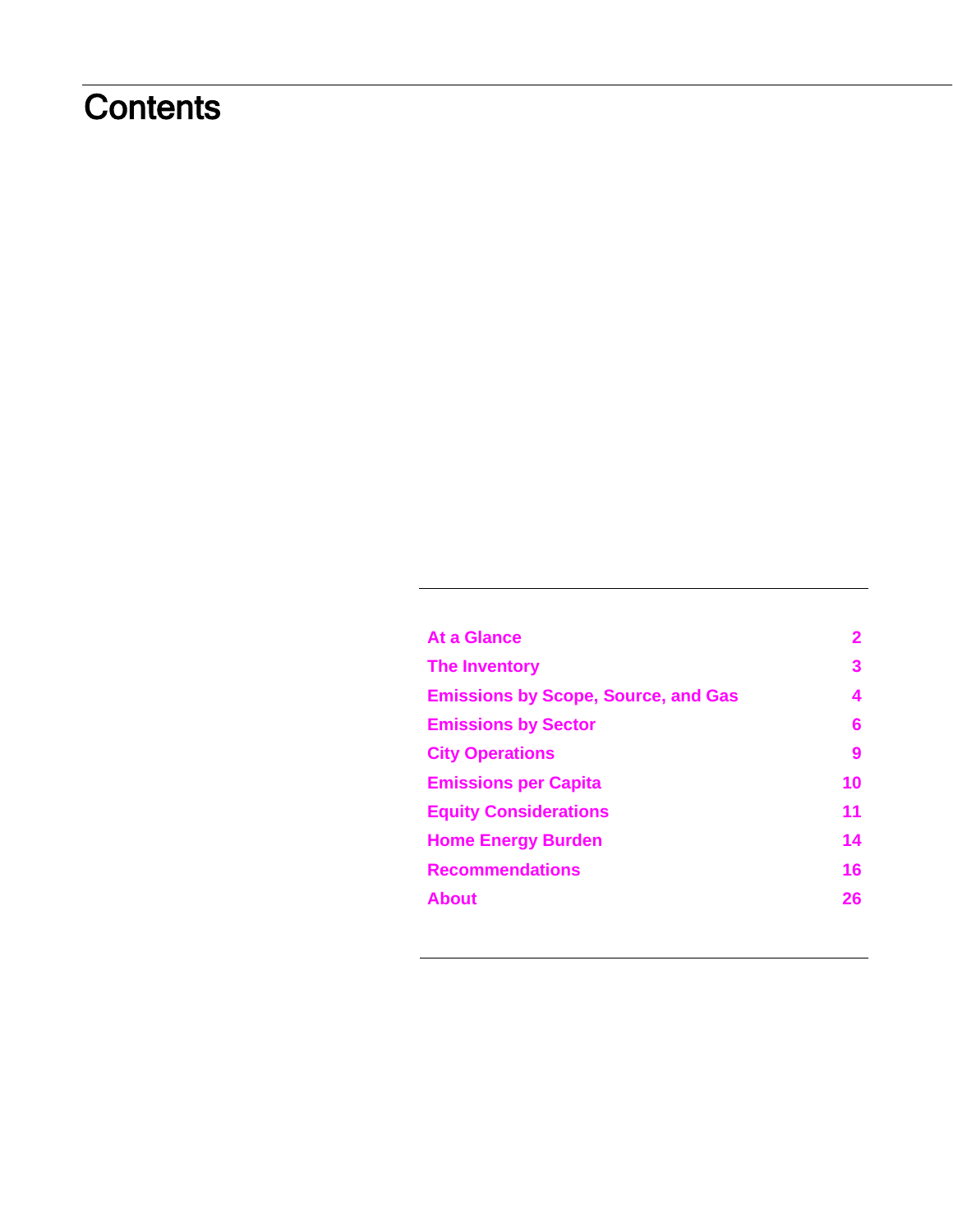# Contents

| | |
|---|---|
| At a Glance | 2 |
| The Inventory | 3 |
| Emissions by Scope, Source, and Gas | 4 |
| Emissions by Sector | 6 |
| City Operations | 9 |
| Emissions per Capita | 10 |
| Equity Considerations | 11 |
| Home Energy Burden | 14 |
| Recommendations | 16 |
| About | 26 |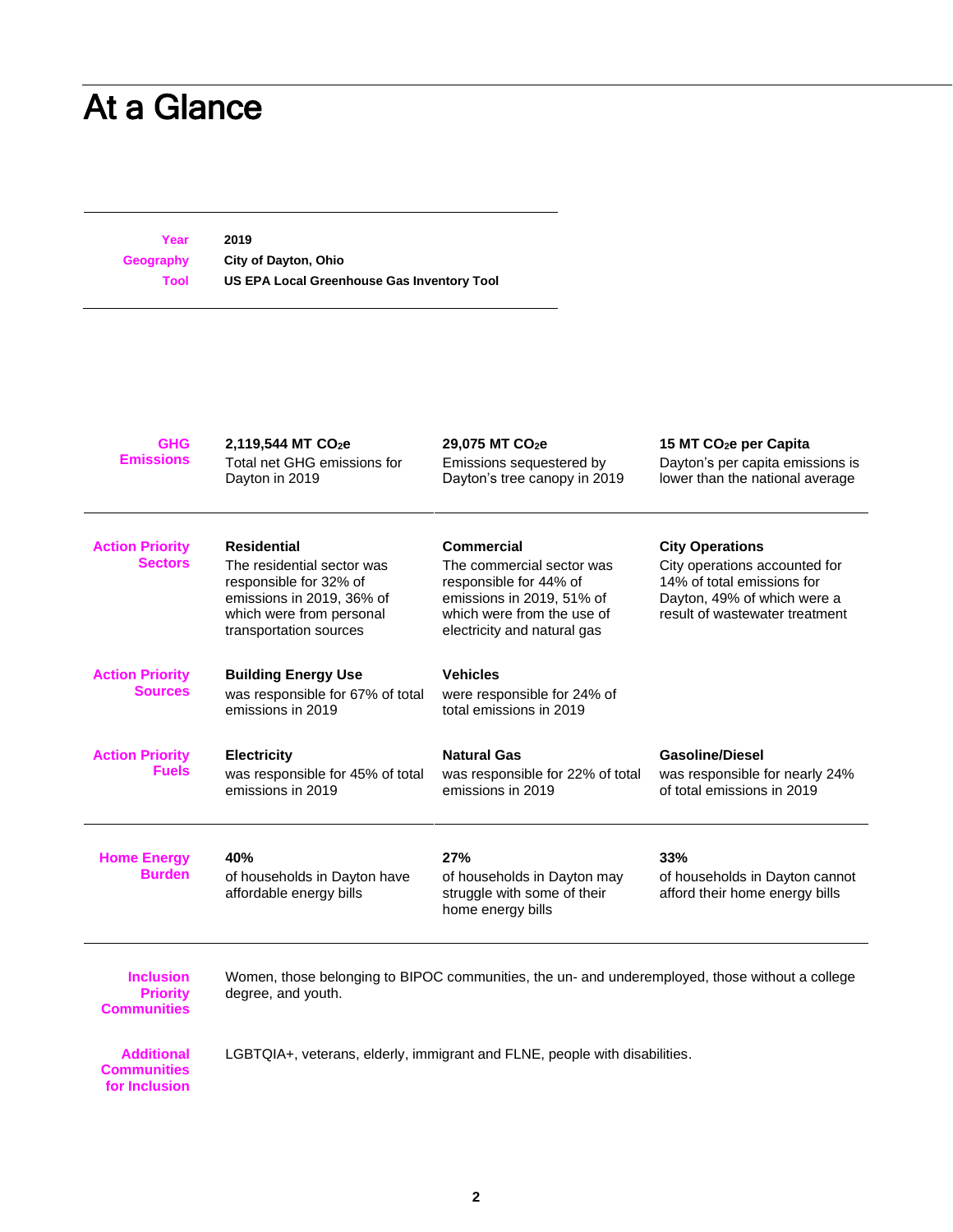# At a Glance

| | |
|---|---|
| **Year** | **2019** |
| **Geography** | **City of Dayton, Ohio** |
| **Tool** | **US EPA Local Greenhouse Gas Inventory Tool** |

| | | | |
|---|---|---|---|
| **GHG Emissions** | **2,119,544 MT $CO_2e$**<br>Total net GHG emissions for Dayton in 2019 | **29,075 MT $CO_2e$**<br>Emissions sequestered by Dayton's tree canopy in 2019 | **15 MT $CO_2e$ per Capita**<br>Dayton's per capita emissions is lower than the national average |
| **Action Priority Sectors** | **Residential**<br>The residential sector was responsible for 32% of emissions in 2019, 36% of which were from personal transportation sources | **Commercial**<br>The commercial sector was responsible for 44% of emissions in 2019, 51% of which were from the use of electricity and natural gas | **City Operations**<br>City operations accounted for 14% of total emissions for Dayton, 49% of which were a result of wastewater treatment |
| **Action Priority Sources** | **Building Energy Use**<br>was responsible for 67% of total emissions in 2019 | **Vehicles**<br>were responsible for 24% of total emissions in 2019 | |
| **Action Priority Fuels** | **Electricity**<br>was responsible for 45% of total emissions in 2019 | **Natural Gas**<br>was responsible for 22% of total emissions in 2019 | **Gasoline/Diesel**<br>was responsible for nearly 24% of total emissions in 2019 |
| **Home Energy Burden** | **40%**<br>of households in Dayton have affordable energy bills | **27%**<br>of households in Dayton may struggle with some of their home energy bills | **33%**<br>of households in Dayton cannot afford their home energy bills |

**Inclusion Priority Communities**

Women, those belonging to BIPOC communities, the un- and underemployed, those without a college degree, and youth.

**Additional Communities for Inclusion**

LGBTQIA+, veterans, elderly, immigrant and FLNE, people with disabilities.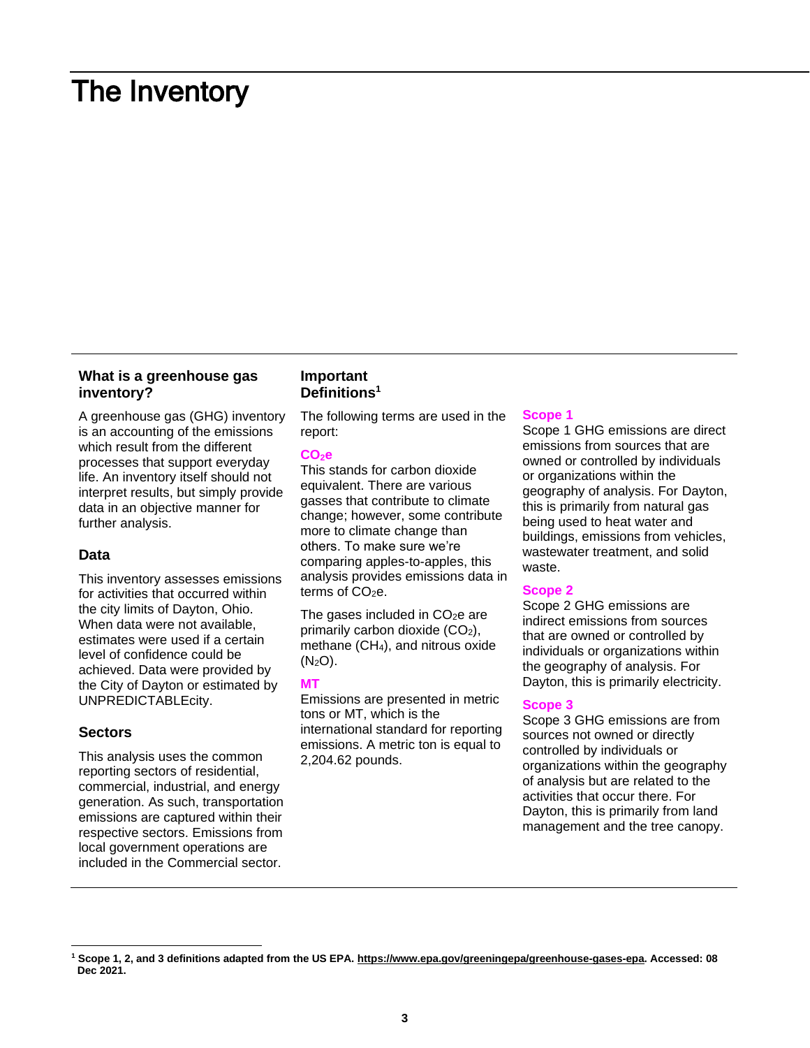# The Inventory

### What is a greenhouse gas inventory?

A greenhouse gas (GHG) inventory is an accounting of the emissions which result from the different processes that support everyday life. An inventory itself should not interpret results, but simply provide data in an objective manner for further analysis.

### Data

This inventory assesses emissions for activities that occurred within the city limits of Dayton, Ohio. When data were not available, estimates were used if a certain level of confidence could be achieved. Data were provided by the City of Dayton or estimated by UNPREDICTABLEcity.

### Sectors

This analysis uses the common reporting sectors of residential, commercial, industrial, and energy generation. As such, transportation emissions are captured within their respective sectors. Emissions from local government operations are included in the Commercial sector.

### Important Definitions[1]

The following terms are used in the report:

**$CO_2e$**

This stands for carbon dioxide equivalent. There are various gasses that contribute to climate change; however, some contribute more to climate change than others. To make sure we're comparing apples-to-apples, this analysis provides emissions data in terms of $CO_2e$.

The gases included in $CO_2e$ are primarily carbon dioxide ($CO_2$), methane ($CH_4$), and nitrous oxide ($N_2O$).

**MT**

Emissions are presented in metric tons or MT, which is the international standard for reporting emissions. A metric ton is equal to 2,204.62 pounds.

**Scope 1**

Scope 1 GHG emissions are direct emissions from sources that are owned or controlled by individuals or organizations within the geography of analysis. For Dayton, this is primarily from natural gas being used to heat water and buildings, emissions from vehicles, wastewater treatment, and solid waste.

**Scope 2**

Scope 2 GHG emissions are indirect emissions from sources that are owned or controlled by individuals or organizations within the geography of analysis. For Dayton, this is primarily electricity.

**Scope 3**

Scope 3 GHG emissions are from sources not owned or directly controlled by individuals or organizations within the geography of analysis but are related to the activities that occur there. For Dayton, this is primarily from land management and the tree canopy.

---

[1] **Scope 1, 2, and 3 definitions adapted from the US EPA. https://www.epa.gov/greeningepa/greenhouse-gases-epa. Accessed: 08 Dec 2021.**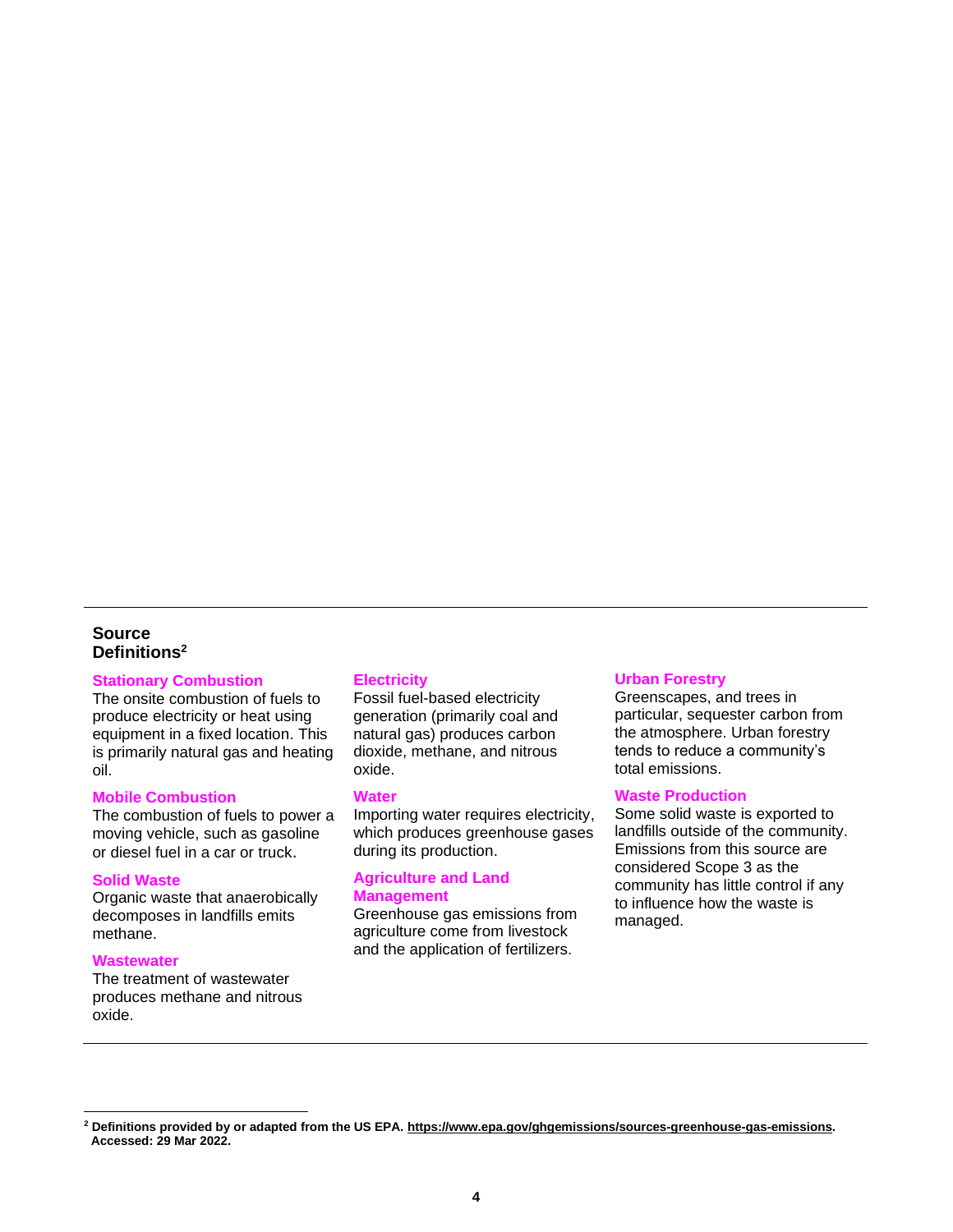## Source Definitions[2]

### Stationary Combustion

The onsite combustion of fuels to produce electricity or heat using equipment in a fixed location. This is primarily natural gas and heating oil.

### Mobile Combustion

The combustion of fuels to power a moving vehicle, such as gasoline or diesel fuel in a car or truck.

### Solid Waste

Organic waste that anaerobically decomposes in landfills emits methane.

### Wastewater

The treatment of wastewater produces methane and nitrous oxide.

### Electricity

Fossil fuel-based electricity generation (primarily coal and natural gas) produces carbon dioxide, methane, and nitrous oxide.

### Water

Importing water requires electricity, which produces greenhouse gases during its production.

### Agriculture and Land Management

Greenhouse gas emissions from agriculture come from livestock and the application of fertilizers.

### Urban Forestry

Greenscapes, and trees in particular, sequester carbon from the atmosphere. Urban forestry tends to reduce a community's total emissions.

### Waste Production

Some solid waste is exported to landfills outside of the community. Emissions from this source are considered Scope 3 as the community has little control if any to influence how the waste is managed.

---

[2] **Definitions provided by or adapted from the US EPA. https://www.epa.gov/ghgemissions/sources-greenhouse-gas-emissions. Accessed: 29 Mar 2022.**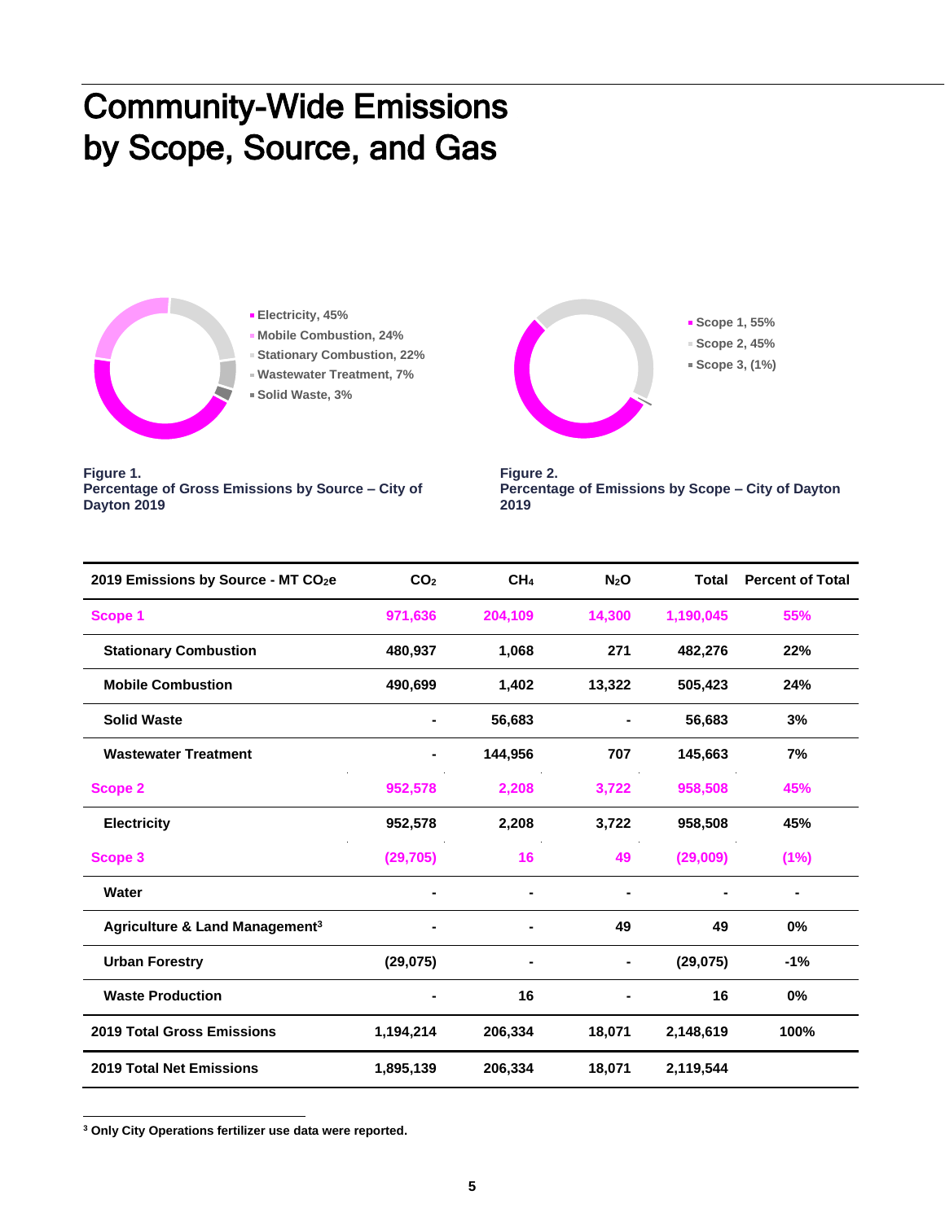# Community-Wide Emissions by Scope, Source, and Gas

- Electricity, 45%
- Mobile Combustion, 24%
- Stationary Combustion, 22%
- Wastewater Treatment, 7%
- Solid Waste, 3%

**Figure 1.**
**Percentage of Gross Emissions by Source – City of Dayton 2019**

- Scope 1, 55%
- Scope 2, 45%
- Scope 3, (1%)

**Figure 2.**
**Percentage of Emissions by Scope – City of Dayton 2019**

| 2019 Emissions by Source - MT $CO_2e$ | $CO_2$ | $CH_4$ | $N_2O$ | Total | Percent of Total |
|---|---|---|---|---|---|
| **Scope 1** | **971,636** | **204,109** | **14,300** | **1,190,045** | **55%** |
| Stationary Combustion | 480,937 | 1,068 | 271 | 482,276 | 22% |
| Mobile Combustion | 490,699 | 1,402 | 13,322 | 505,423 | 24% |
| Solid Waste | - | 56,683 | - | 56,683 | 3% |
| Wastewater Treatment | - | 144,956 | 707 | 145,663 | 7% |
| **Scope 2** | **952,578** | **2,208** | **3,722** | **958,508** | **45%** |
| Electricity | 952,578 | 2,208 | 3,722 | 958,508 | 45% |
| **Scope 3** | **(29,705)** | **16** | **49** | **(29,009)** | **(1%)** |
| Water | - | - | - | - | - |
| Agriculture & Land Management[3] | - | - | 49 | 49 | 0% |
| Urban Forestry | (29,075) | - | - | (29,075) | -1% |
| Waste Production | - | 16 | - | 16 | 0% |
| **2019 Total Gross Emissions** | **1,194,214** | **206,334** | **18,071** | **2,148,619** | **100%** |
| **2019 Total Net Emissions** | **1,895,139** | **206,334** | **18,071** | **2,119,544** | |

[3] Only City Operations fertilizer use data were reported.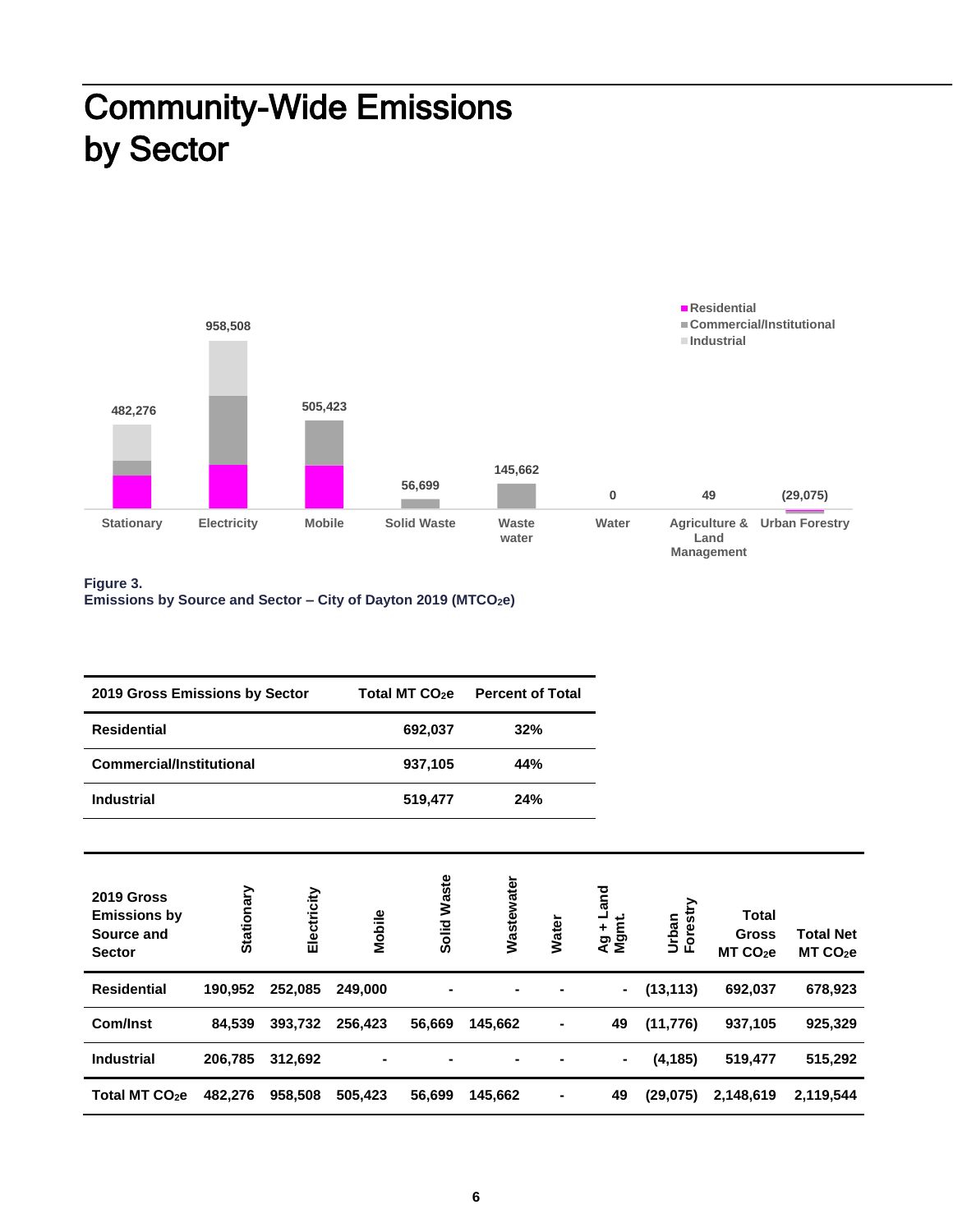# Community-Wide Emissions by Sector

**Figure 3.**
**Emissions by Source and Sector – City of Dayton 2019 ($MTCO_2e$)**

| 2019 Gross Emissions by Sector | Total MT $CO_2e$ | Percent of Total |
|---|---|---|
| **Residential** | 692,037 | 32% |
| **Commercial/Institutional** | 937,105 | 44% |
| **Industrial** | 519,477 | 24% |

| 2019 Gross Emissions by Source and Sector | Stationary | Electricity | Mobile | Solid Waste | Wastewater | Water | Ag + Land Mgmt. | Urban Forestry | Total Gross MT $CO_2e$ | Total Net MT $CO_2e$ |
|---|---|---|---|---|---|---|---|---|---|---|
| **Residential** | 190,952 | 252,085 | 249,000 | - | - | - | - | (13,113) | 692,037 | 678,923 |
| **Com/Inst** | 84,539 | 393,732 | 256,423 | 56,669 | 145,662 | - | 49 | (11,776) | 937,105 | 925,329 |
| **Industrial** | 206,785 | 312,692 | - | - | - | - | - | (4,185) | 519,477 | 515,292 |
| **Total MT $CO_2e$** | 482,276 | 958,508 | 505,423 | 56,699 | 145,662 | - | 49 | (29,075) | 2,148,619 | 2,119,544 |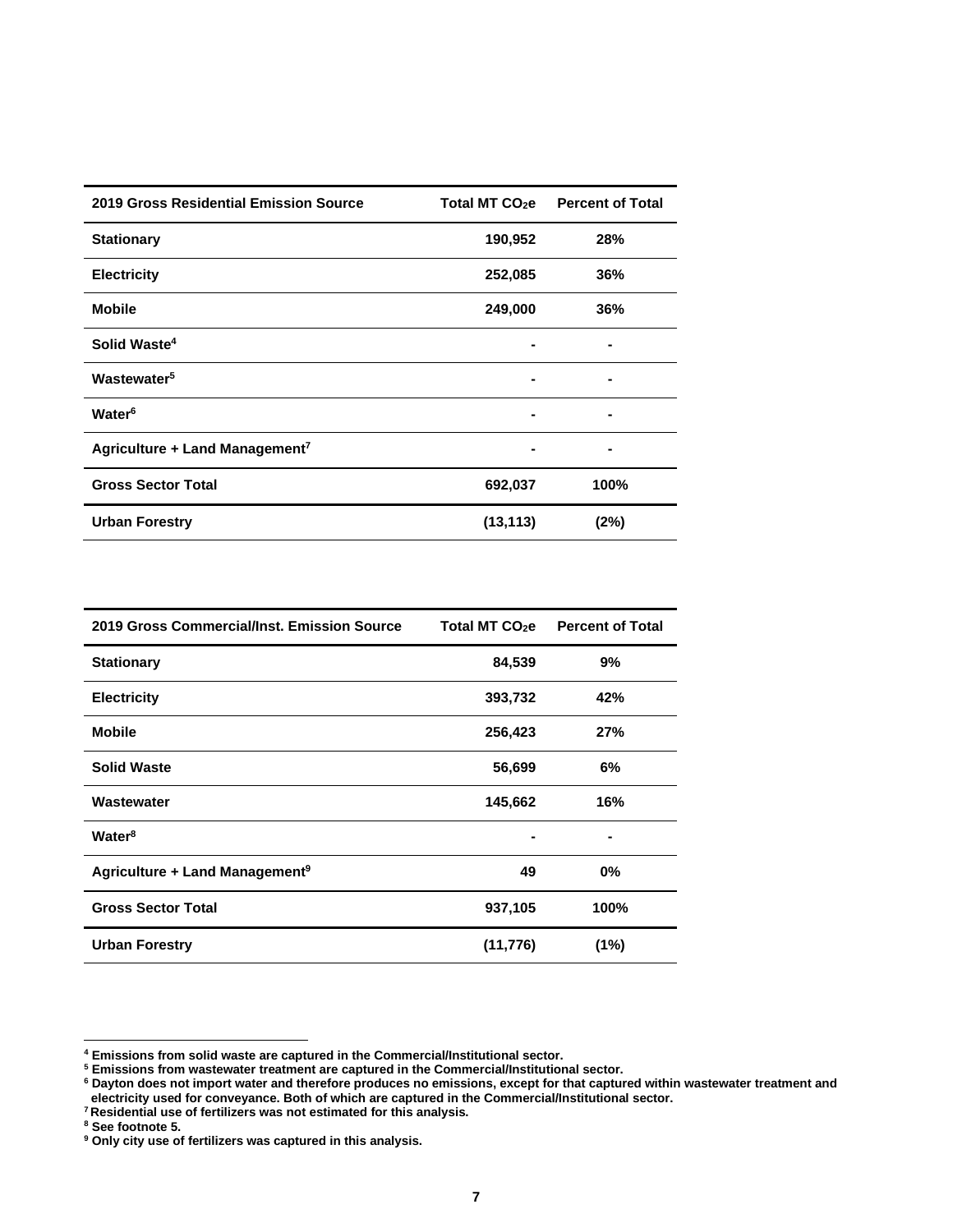| 2019 Gross Residential Emission Source | Total MT $CO_2e$ | Percent of Total |
| --- | --- | --- |
| **Stationary** | **190,952** | **28%** |
| **Electricity** | **252,085** | **36%** |
| **Mobile** | **249,000** | **36%** |
| **Solid Waste[4]** | **-** | **-** |
| **Wastewater[5]** | **-** | **-** |
| **Water[6]** | **-** | **-** |
| **Agriculture + Land Management[7]** | **-** | **-** |
| **Gross Sector Total** | **692,037** | **100%** |
| **Urban Forestry** | **(13,113)** | **(2%)** |

| 2019 Gross Commercial/Inst. Emission Source | Total MT $CO_2e$ | Percent of Total |
| --- | --- | --- |
| **Stationary** | **84,539** | **9%** |
| **Electricity** | **393,732** | **42%** |
| **Mobile** | **256,423** | **27%** |
| **Solid Waste** | **56,699** | **6%** |
| **Wastewater** | **145,662** | **16%** |
| **Water[8]** | **-** | **-** |
| **Agriculture + Land Management[9]** | **49** | **0%** |
| **Gross Sector Total** | **937,105** | **100%** |
| **Urban Forestry** | **(11,776)** | **(1%)** |

[4] Emissions from solid waste are captured in the Commercial/Institutional sector.
[5] Emissions from wastewater treatment are captured in the Commercial/Institutional sector.
[6] Dayton does not import water and therefore produces no emissions, except for that captured within wastewater treatment and electricity used for conveyance. Both of which are captured in the Commercial/Institutional sector.
[7] Residential use of fertilizers was not estimated for this analysis.
[8] See footnote 5.
[9] Only city use of fertilizers was captured in this analysis.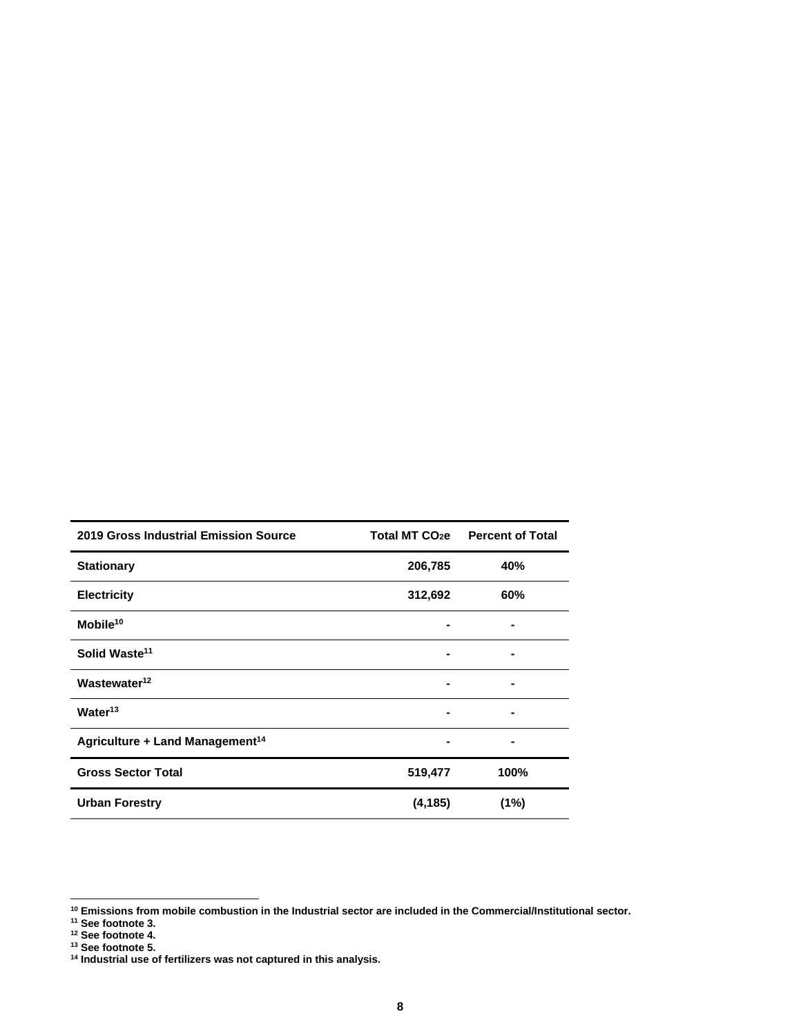| 2019 Gross Industrial Emission Source | Total MT $CO_2e$ | Percent of Total |
|---|---|---|
| **Stationary** | **206,785** | **40%** |
| **Electricity** | **312,692** | **60%** |
| **Mobile**[10] | **-** | **-** |
| **Solid Waste**[11] | **-** | **-** |
| **Wastewater**[12] | **-** | **-** |
| **Water**[13] | **-** | **-** |
| **Agriculture + Land Management**[14] | **-** | **-** |
| **Gross Sector Total** | **519,477** | **100%** |
| **Urban Forestry** | **(4,185)** | **(1%)** |

[10] Emissions from mobile combustion in the Industrial sector are included in the Commercial/Institutional sector.
[11] See footnote 3.
[12] See footnote 4.
[13] See footnote 5.
[14] Industrial use of fertilizers was not captured in this analysis.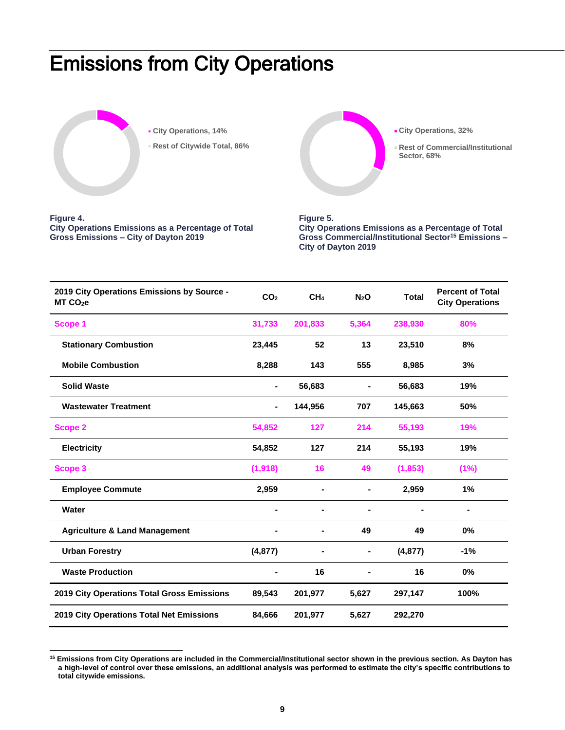# Emissions from City Operations

- City Operations, 14%
- Rest of Citywide Total, 86%

**Figure 4.**
**City Operations Emissions as a Percentage of Total Gross Emissions – City of Dayton 2019**

- City Operations, 32%
- Rest of Commercial/Institutional Sector, 68%

**Figure 5.**
**City Operations Emissions as a Percentage of Total Gross Commercial/Institutional Sector[15] Emissions – City of Dayton 2019**

| 2019 City Operations Emissions by Source - MT $CO_2e$ | $CO_2$ | $CH_4$ | $N_2O$ | Total | Percent of Total City Operations |
|---|---|---|---|---|---|
| **Scope 1** | **31,733** | **201,833** | **5,364** | **238,930** | **80%** |
| Stationary Combustion | 23,445 | 52 | 13 | 23,510 | 8% |
| Mobile Combustion | 8,288 | 143 | 555 | 8,985 | 3% |
| Solid Waste | - | 56,683 | - | 56,683 | 19% |
| Wastewater Treatment | - | 144,956 | 707 | 145,663 | 50% |
| **Scope 2** | **54,852** | **127** | **214** | **55,193** | **19%** |
| Electricity | 54,852 | 127 | 214 | 55,193 | 19% |
| **Scope 3** | **(1,918)** | **16** | **49** | **(1,853)** | **(1%)** |
| Employee Commute | 2,959 | - | - | 2,959 | 1% |
| Water | - | - | - | - | - |
| Agriculture & Land Management | - | - | 49 | 49 | 0% |
| Urban Forestry | (4,877) | - | - | (4,877) | -1% |
| Waste Production | - | 16 | - | 16 | 0% |
| **2019 City Operations Total Gross Emissions** | **89,543** | **201,977** | **5,627** | **297,147** | **100%** |
| **2019 City Operations Total Net Emissions** | **84,666** | **201,977** | **5,627** | **292,270** | |

[15] Emissions from City Operations are included in the Commercial/Institutional sector shown in the previous section. As Dayton has a high-level of control over these emissions, an additional analysis was performed to estimate the city's specific contributions to total citywide emissions.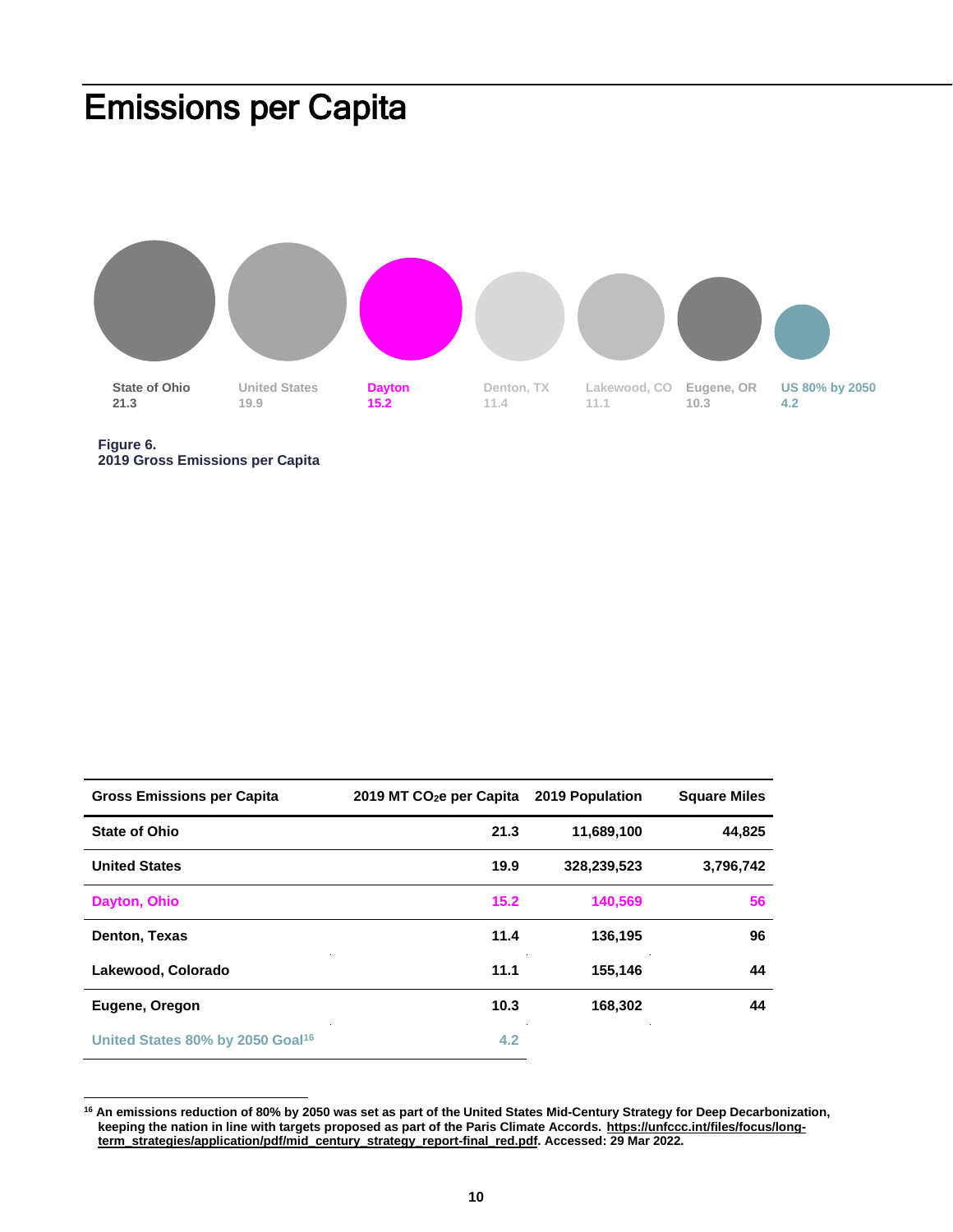# Emissions per Capita

State of Ohio 21.3

United States 19.9

Dayton 15.2

Denton, TX 11.4

Lakewood, CO 11.1

Eugene, OR 10.3

US 80% by 2050 4.2

**Figure 6.**
**2019 Gross Emissions per Capita**

| Gross Emissions per Capita | 2019 MT $CO_2$e per Capita | 2019 Population | Square Miles |
|---|---|---|---|
| State of Ohio | 21.3 | 11,689,100 | 44,825 |
| United States | 19.9 | 328,239,523 | 3,796,742 |
| Dayton, Ohio | 15.2 | 140,569 | 56 |
| Denton, Texas | 11.4 | 136,195 | 96 |
| Lakewood, Colorado | 11.1 | 155,146 | 44 |
| Eugene, Oregon | 10.3 | 168,302 | 44 |
| United States 80% by 2050 Goal[16] | 4.2 | | |

[16] An emissions reduction of 80% by 2050 was set as part of the United States Mid-Century Strategy for Deep Decarbonization, keeping the nation in line with targets proposed as part of the Paris Climate Accords. https://unfccc.int/files/focus/long-term_strategies/application/pdf/mid_century_strategy_report-final_red.pdf. Accessed: 29 Mar 2022.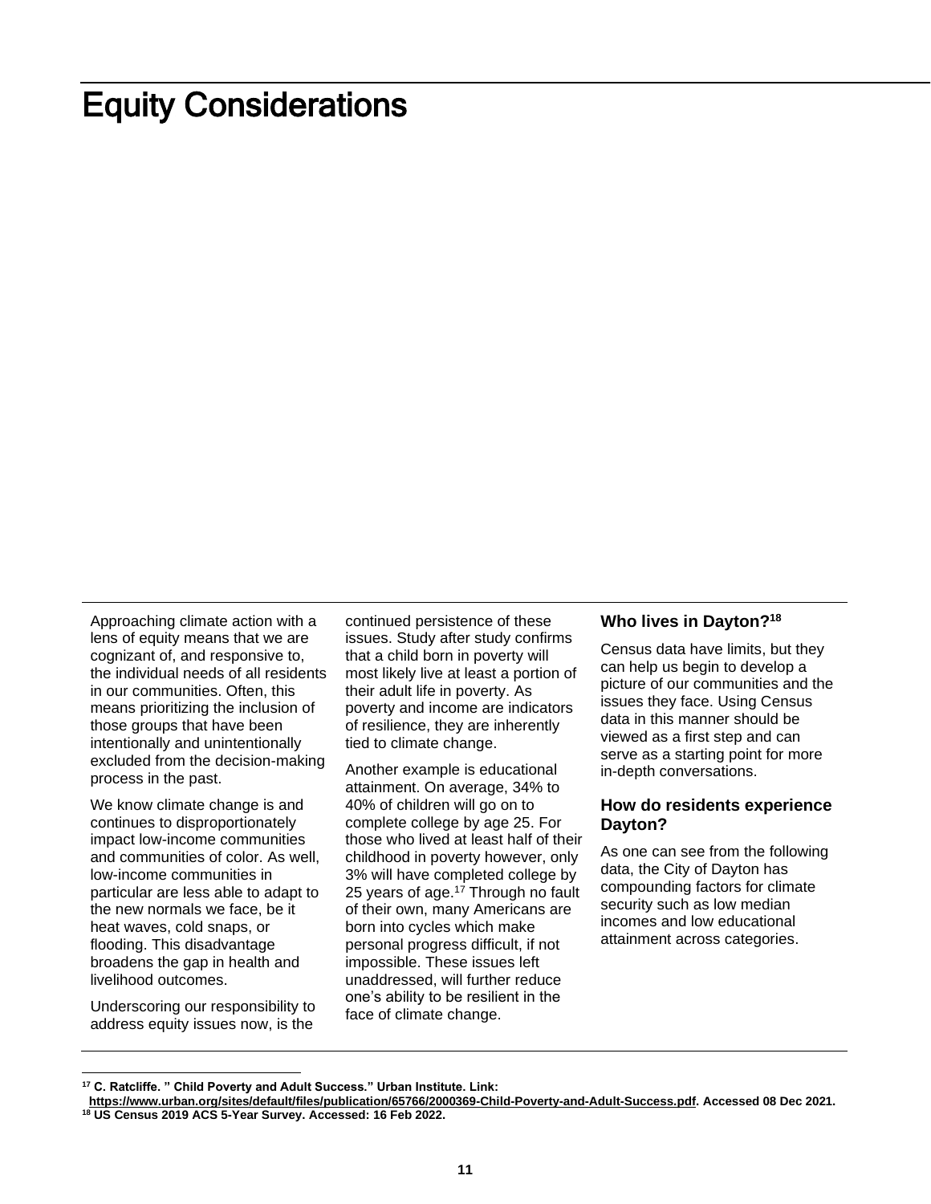# Equity Considerations

Approaching climate action with a lens of equity means that we are cognizant of, and responsive to, the individual needs of all residents in our communities. Often, this means prioritizing the inclusion of those groups that have been intentionally and unintentionally excluded from the decision-making process in the past.

We know climate change is and continues to disproportionately impact low-income communities and communities of color. As well, low-income communities in particular are less able to adapt to the new normals we face, be it heat waves, cold snaps, or flooding. This disadvantage broadens the gap in health and livelihood outcomes.

Underscoring our responsibility to address equity issues now, is the continued persistence of these issues. Study after study confirms that a child born in poverty will most likely live at least a portion of their adult life in poverty. As poverty and income are indicators of resilience, they are inherently tied to climate change.

Another example is educational attainment. On average, 34% to 40% of children will go on to complete college by age 25. For those who lived at least half of their childhood in poverty however, only 3% will have completed college by 25 years of age.[17] Through no fault of their own, many Americans are born into cycles which make personal progress difficult, if not impossible. These issues left unaddressed, will further reduce one's ability to be resilient in the face of climate change.

### Who lives in Dayton?[18]

Census data have limits, but they can help us begin to develop a picture of our communities and the issues they face. Using Census data in this manner should be viewed as a first step and can serve as a starting point for more in-depth conversations.

### How do residents experience Dayton?

As one can see from the following data, the City of Dayton has compounding factors for climate security such as low median incomes and low educational attainment across categories.

---

**[17] C. Ratcliffe. " Child Poverty and Adult Success." Urban Institute. Link: https://www.urban.org/sites/default/files/publication/65766/2000369-Child-Poverty-and-Adult-Success.pdf. Accessed 08 Dec 2021.**

**[18] US Census 2019 ACS 5-Year Survey. Accessed: 16 Feb 2022.**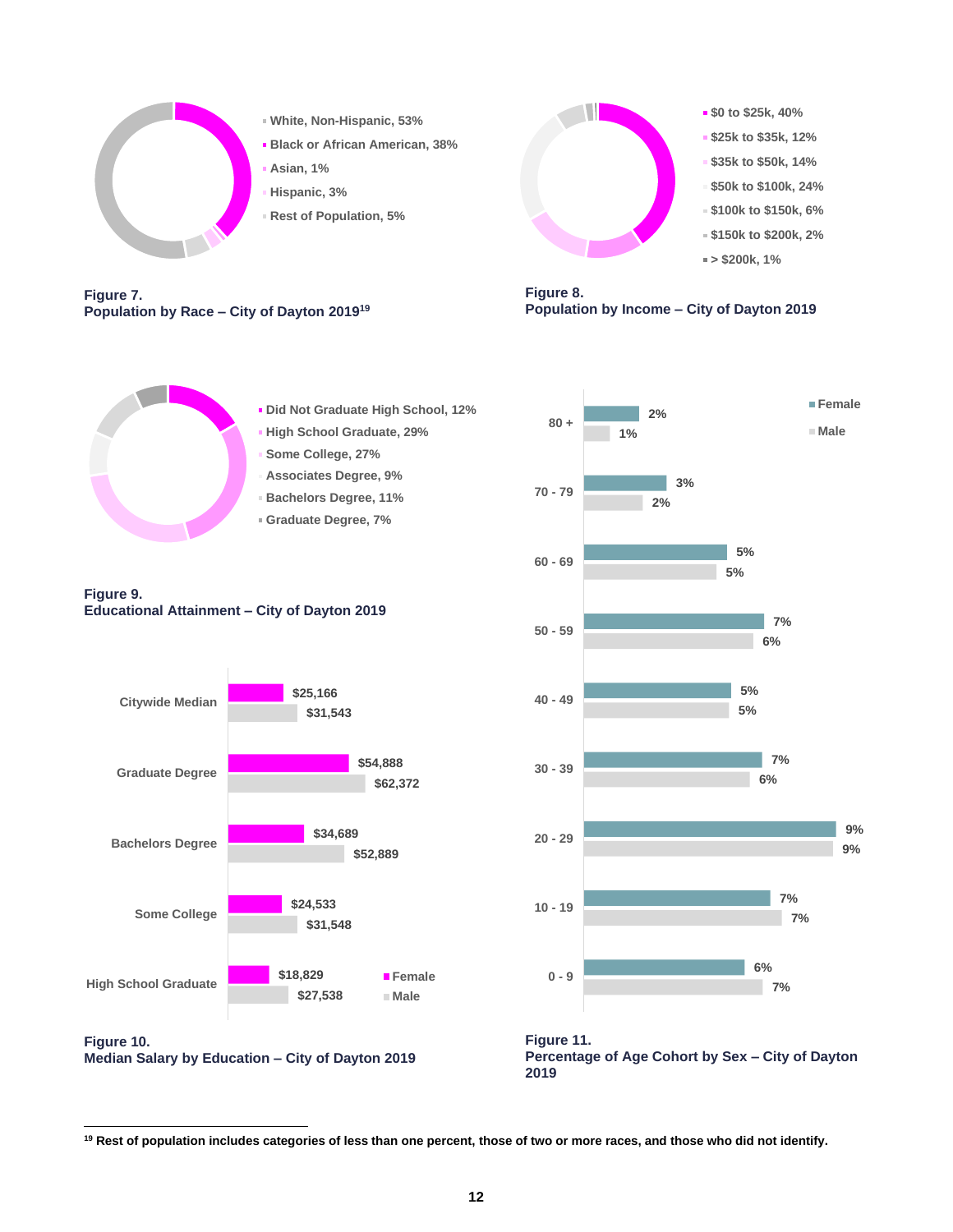- White, Non-Hispanic, 53%
- Black or African American, 38%
- Asian, 1%
- Hispanic, 3%
- Rest of Population, 5%

**Figure 7.**
**Population by Race – City of Dayton 2019**[19]

- $0 to $25k, 40%
- $25k to $35k, 12%
- $35k to $50k, 14%
- $50k to $100k, 24%
- $100k to $150k, 6%
- $150k to $200k, 2%
- > $200k, 1%

**Figure 8.**
**Population by Income – City of Dayton 2019**

- Did Not Graduate High School, 12%
- High School Graduate, 29%
- Some College, 27%
- Associates Degree, 9%
- Bachelors Degree, 11%
- Graduate Degree, 7%

**Figure 9.**
**Educational Attainment – City of Dayton 2019**

| | Female | Male |
|---|---|---|
| Citywide Median | $25,166 | $31,543 |
| Graduate Degree | $54,888 | $62,372 |
| Bachelors Degree | $34,689 | $52,889 |
| Some College | $24,533 | $31,548 |
| High School Graduate | $18,829 | $27,538 |

**Figure 10.**
**Median Salary by Education – City of Dayton 2019**

| Age | Female | Male |
|---|---|---|
| 80 + | 2% | 1% |
| 70 - 79 | 3% | 2% |
| 60 - 69 | 5% | 5% |
| 50 - 59 | 7% | 6% |
| 40 - 49 | 5% | 5% |
| 30 - 39 | 7% | 6% |
| 20 - 29 | 9% | 9% |
| 10 - 19 | 7% | 7% |
| 0 - 9 | 6% | 7% |

**Figure 11.**
**Percentage of Age Cohort by Sex – City of Dayton 2019**

---

[19] Rest of population includes categories of less than one percent, those of two or more races, and those who did not identify.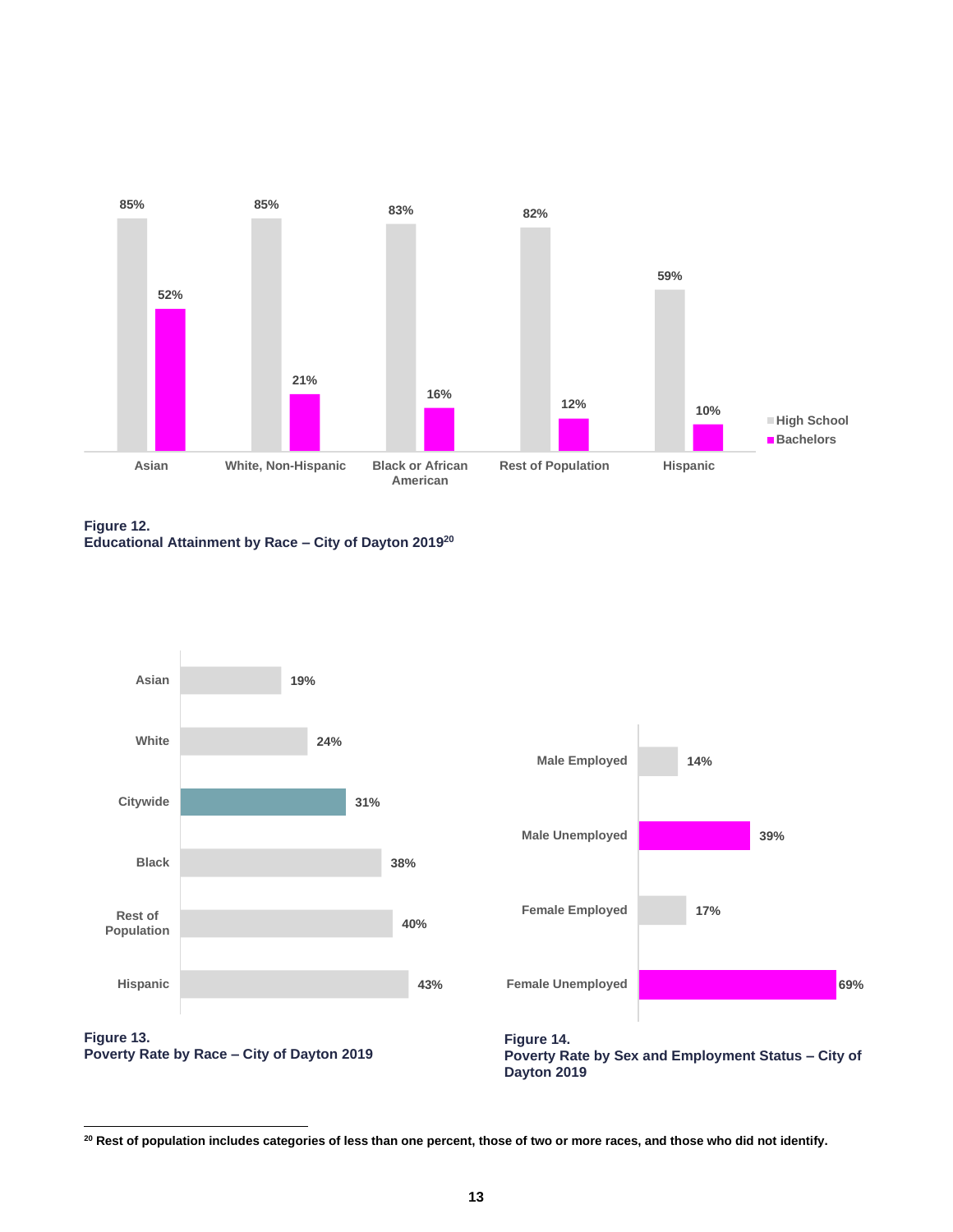| | High School | Bachelors |
|---|---|---|
| Asian | 85% | 52% |
| White, Non-Hispanic | 85% | 21% |
| Black or African American | 83% | 16% |
| Rest of Population | 82% | 12% |
| Hispanic | 59% | 10% |

**Figure 12.**
**Educational Attainment by Race – City of Dayton 2019[20]**

| | Poverty Rate |
|---|---|
| Asian | 19% |
| White | 24% |
| Citywide | 31% |
| Black | 38% |
| Rest of Population | 40% |
| Hispanic | 43% |

**Figure 13.**
**Poverty Rate by Race – City of Dayton 2019**

| | Poverty Rate |
|---|---|
| Male Employed | 14% |
| Male Unemployed | 39% |
| Female Employed | 17% |
| Female Unemployed | 69% |

**Figure 14.**
**Poverty Rate by Sex and Employment Status – City of Dayton 2019**

---

[20] Rest of population includes categories of less than one percent, those of two or more races, and those who did not identify.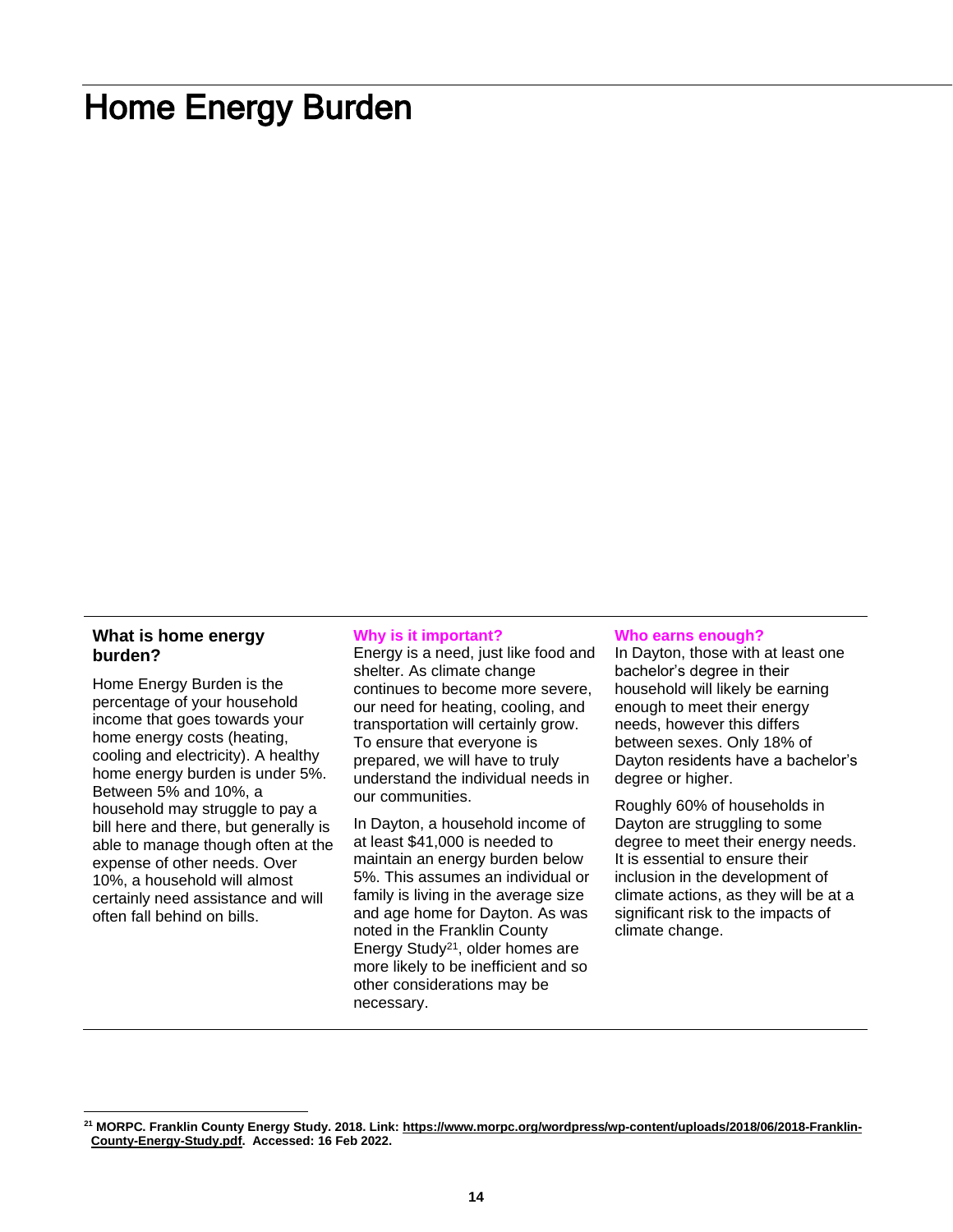# Home Energy Burden

### What is home energy burden?

Home Energy Burden is the percentage of your household income that goes towards your home energy costs (heating, cooling and electricity). A healthy home energy burden is under 5%. Between 5% and 10%, a household may struggle to pay a bill here and there, but generally is able to manage though often at the expense of other needs. Over 10%, a household will almost certainly need assistance and will often fall behind on bills.

### Why is it important?

Energy is a need, just like food and shelter. As climate change continues to become more severe, our need for heating, cooling, and transportation will certainly grow. To ensure that everyone is prepared, we will have to truly understand the individual needs in our communities.

In Dayton, a household income of at least $41,000 is needed to maintain an energy burden below 5%. This assumes an individual or family is living in the average size and age home for Dayton. As was noted in the Franklin County Energy Study[21], older homes are more likely to be inefficient and so other considerations may be necessary.

### Who earns enough?

In Dayton, those with at least one bachelor's degree in their household will likely be earning enough to meet their energy needs, however this differs between sexes. Only 18% of Dayton residents have a bachelor's degree or higher.

Roughly 60% of households in Dayton are struggling to some degree to meet their energy needs. It is essential to ensure their inclusion in the development of climate actions, as they will be at a significant risk to the impacts of climate change.

---

**[21] MORPC. Franklin County Energy Study. 2018. Link: https://www.morpc.org/wordpress/wp-content/uploads/2018/06/2018-Franklin-County-Energy-Study.pdf. Accessed: 16 Feb 2022.**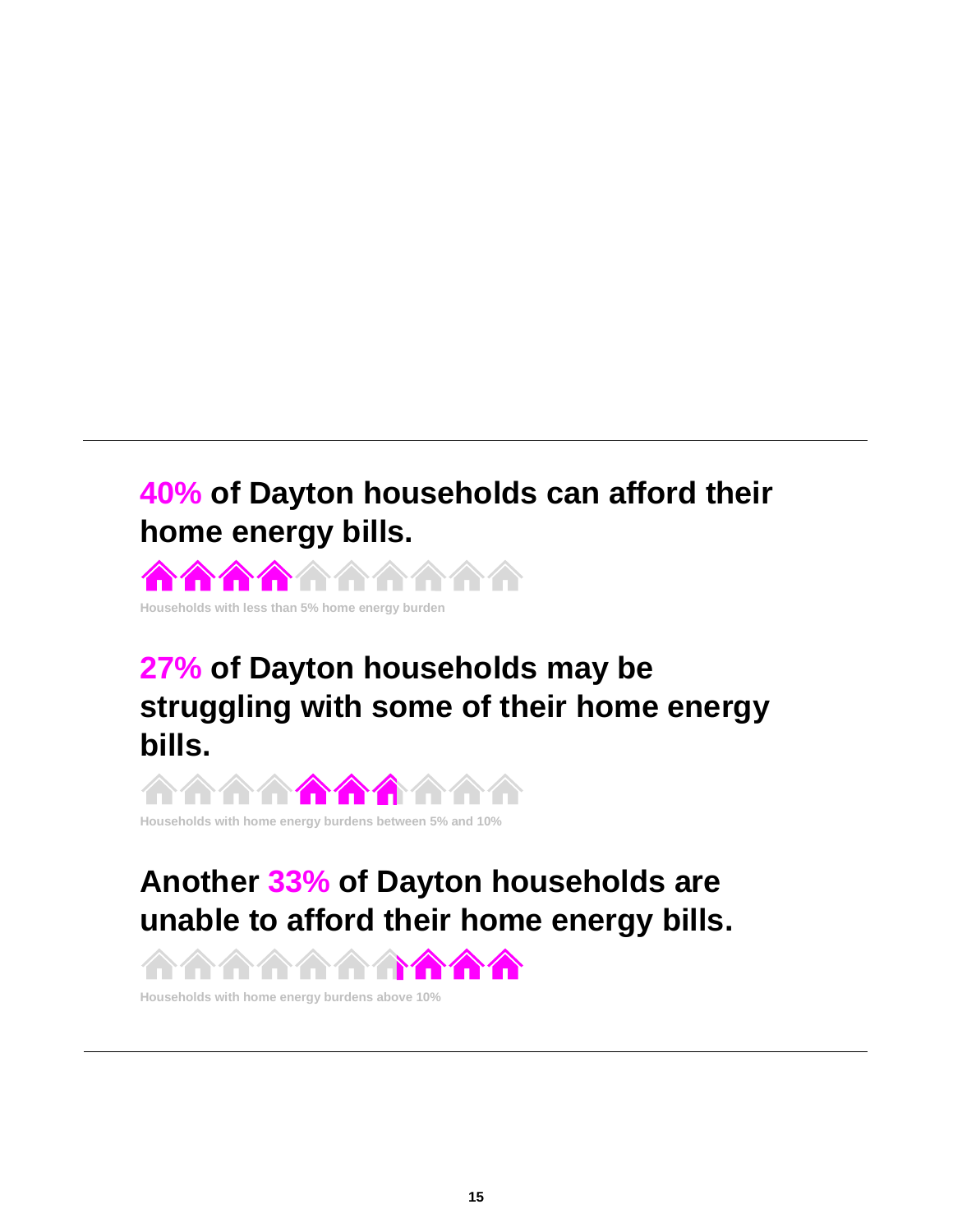**40% of Dayton households can afford their home energy bills.**

Households with less than 5% home energy burden

**27% of Dayton households may be struggling with some of their home energy bills.**

Households with home energy burdens between 5% and 10%

**Another 33% of Dayton households are unable to afford their home energy bills.**

Households with home energy burdens above 10%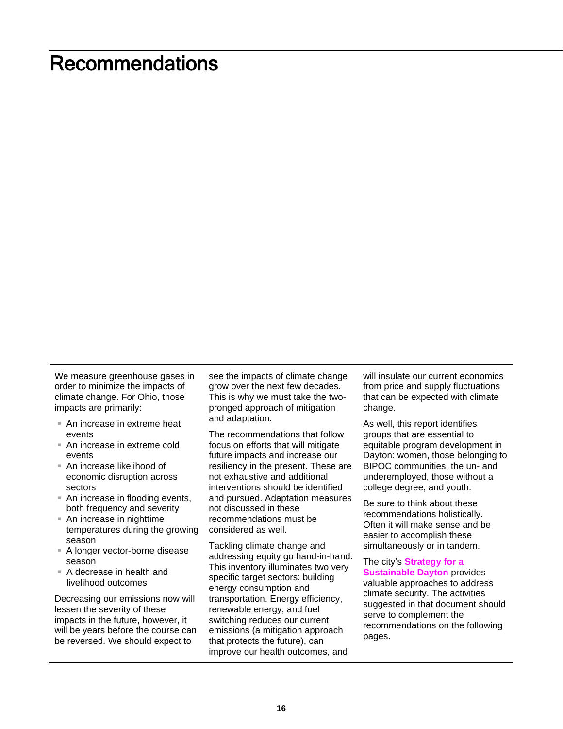# Recommendations

We measure greenhouse gases in order to minimize the impacts of climate change. For Ohio, those impacts are primarily:

- An increase in extreme heat events
- An increase in extreme cold events
- An increase likelihood of economic disruption across sectors
- An increase in flooding events, both frequency and severity
- An increase in nighttime temperatures during the growing season
- A longer vector-borne disease season
- A decrease in health and livelihood outcomes

Decreasing our emissions now will lessen the severity of these impacts in the future, however, it will be years before the course can be reversed. We should expect to see the impacts of climate change grow over the next few decades. This is why we must take the two-pronged approach of mitigation and adaptation.

The recommendations that follow focus on efforts that will mitigate future impacts and increase our resiliency in the present. These are not exhaustive and additional interventions should be identified and pursued. Adaptation measures not discussed in these recommendations must be considered as well.

Tackling climate change and addressing equity go hand-in-hand. This inventory illuminates two very specific target sectors: building energy consumption and transportation. Energy efficiency, renewable energy, and fuel switching reduces our current emissions (a mitigation approach that protects the future), can improve our health outcomes, and will insulate our current economics from price and supply fluctuations that can be expected with climate change.

As well, this report identifies groups that are essential to equitable program development in Dayton: women, those belonging to BIPOC communities, the un- and underemployed, those without a college degree, and youth.

Be sure to think about these recommendations holistically. Often it will make sense and be easier to accomplish these simultaneously or in tandem.

The city's **Strategy for a Sustainable Dayton** provides valuable approaches to address climate security. The activities suggested in that document should serve to complement the recommendations on the following pages.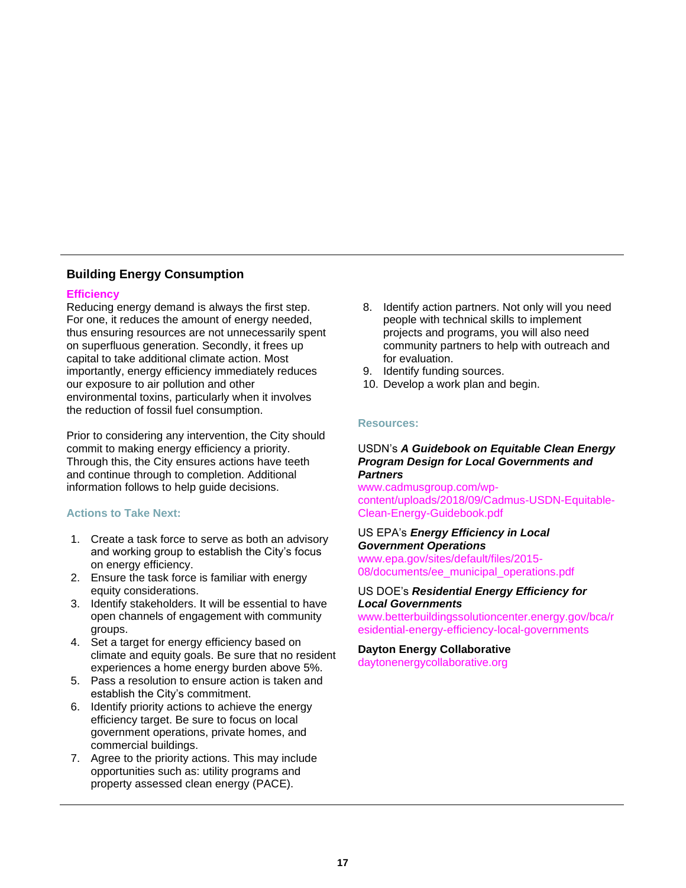## Building Energy Consumption

### Efficiency

Reducing energy demand is always the first step. For one, it reduces the amount of energy needed, thus ensuring resources are not unnecessarily spent on superfluous generation. Secondly, it frees up capital to take additional climate action. Most importantly, energy efficiency immediately reduces our exposure to air pollution and other environmental toxins, particularly when it involves the reduction of fossil fuel consumption.

Prior to considering any intervention, the City should commit to making energy efficiency a priority. Through this, the City ensures actions have teeth and continue through to completion. Additional information follows to help guide decisions.

#### Actions to Take Next:

1. Create a task force to serve as both an advisory and working group to establish the City's focus on energy efficiency.
2. Ensure the task force is familiar with energy equity considerations.
3. Identify stakeholders. It will be essential to have open channels of engagement with community groups.
4. Set a target for energy efficiency based on climate and equity goals. Be sure that no resident experiences a home energy burden above 5%.
5. Pass a resolution to ensure action is taken and establish the City's commitment.
6. Identify priority actions to achieve the energy efficiency target. Be sure to focus on local government operations, private homes, and commercial buildings.
7. Agree to the priority actions. This may include opportunities such as: utility programs and property assessed clean energy (PACE).
8. Identify action partners. Not only will you need people with technical skills to implement projects and programs, you will also need community partners to help with outreach and for evaluation.
9. Identify funding sources.
10. Develop a work plan and begin.

#### Resources:

USDN's ***A Guidebook on Equitable Clean Energy Program Design for Local Governments and Partners***
www.cadmusgroup.com/wp-content/uploads/2018/09/Cadmus-USDN-Equitable-Clean-Energy-Guidebook.pdf

US EPA's ***Energy Efficiency in Local Government Operations***
www.epa.gov/sites/default/files/2015-08/documents/ee_municipal_operations.pdf

US DOE's ***Residential Energy Efficiency for Local Governments***
www.betterbuildingssolutioncenter.energy.gov/bca/residential-energy-efficiency-local-governments

**Dayton Energy Collaborative**
daytonenergycollaborative.org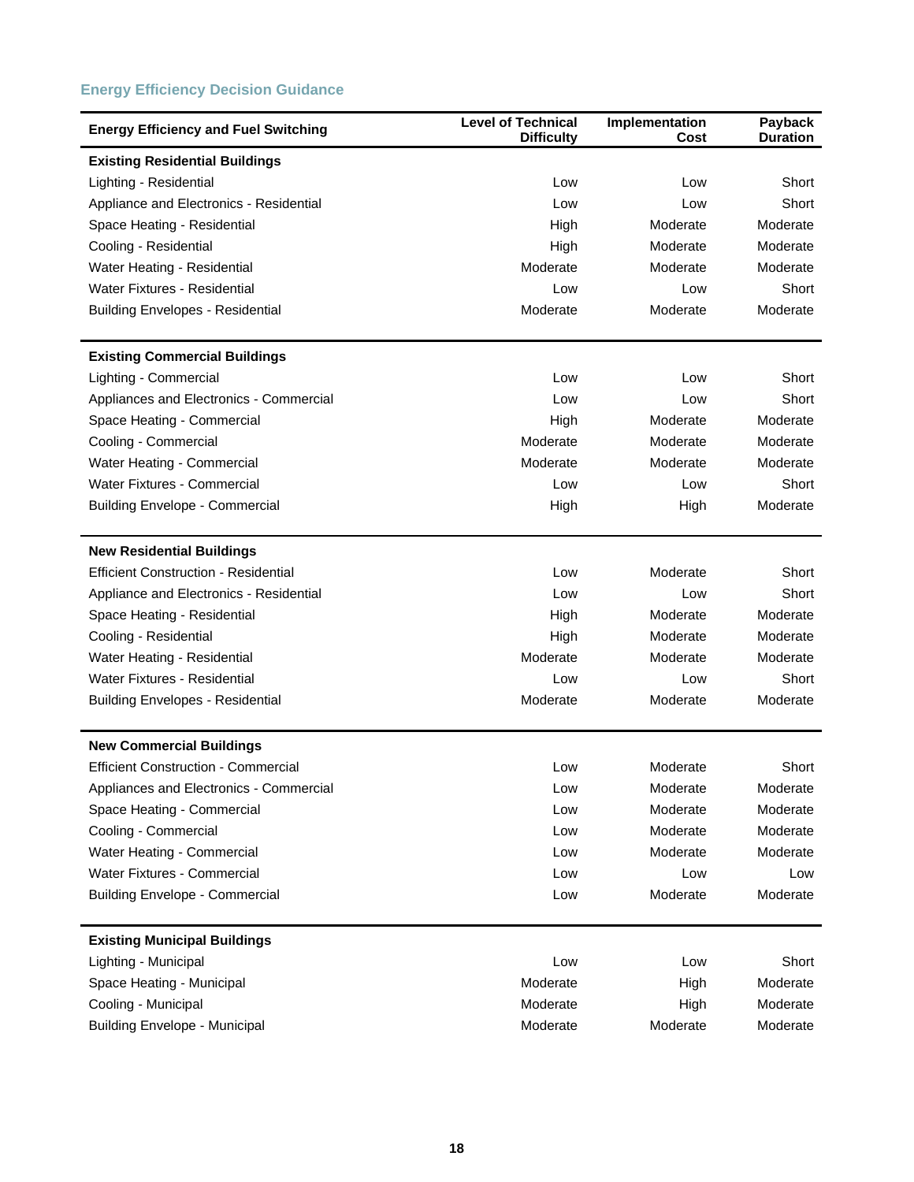### Energy Efficiency Decision Guidance

| Energy Efficiency and Fuel Switching | Level of Technical Difficulty | Implementation Cost | Payback Duration |
|---|---|---|---|
| **Existing Residential Buildings** | | | |
| Lighting - Residential | Low | Low | Short |
| Appliance and Electronics - Residential | Low | Low | Short |
| Space Heating - Residential | High | Moderate | Moderate |
| Cooling - Residential | High | Moderate | Moderate |
| Water Heating - Residential | Moderate | Moderate | Moderate |
| Water Fixtures - Residential | Low | Low | Short |
| Building Envelopes - Residential | Moderate | Moderate | Moderate |
| **Existing Commercial Buildings** | | | |
| Lighting - Commercial | Low | Low | Short |
| Appliances and Electronics - Commercial | Low | Low | Short |
| Space Heating - Commercial | High | Moderate | Moderate |
| Cooling - Commercial | Moderate | Moderate | Moderate |
| Water Heating - Commercial | Moderate | Moderate | Moderate |
| Water Fixtures - Commercial | Low | Low | Short |
| Building Envelope - Commercial | High | High | Moderate |
| **New Residential Buildings** | | | |
| Efficient Construction - Residential | Low | Moderate | Short |
| Appliance and Electronics - Residential | Low | Low | Short |
| Space Heating - Residential | High | Moderate | Moderate |
| Cooling - Residential | High | Moderate | Moderate |
| Water Heating - Residential | Moderate | Moderate | Moderate |
| Water Fixtures - Residential | Low | Low | Short |
| Building Envelopes - Residential | Moderate | Moderate | Moderate |
| **New Commercial Buildings** | | | |
| Efficient Construction - Commercial | Low | Moderate | Short |
| Appliances and Electronics - Commercial | Low | Moderate | Moderate |
| Space Heating - Commercial | Low | Moderate | Moderate |
| Cooling - Commercial | Low | Moderate | Moderate |
| Water Heating - Commercial | Low | Moderate | Moderate |
| Water Fixtures - Commercial | Low | Low | Low |
| Building Envelope - Commercial | Low | Moderate | Moderate |
| **Existing Municipal Buildings** | | | |
| Lighting - Municipal | Low | Low | Short |
| Space Heating - Municipal | Moderate | High | Moderate |
| Cooling - Municipal | Moderate | High | Moderate |
| Building Envelope - Municipal | Moderate | Moderate | Moderate |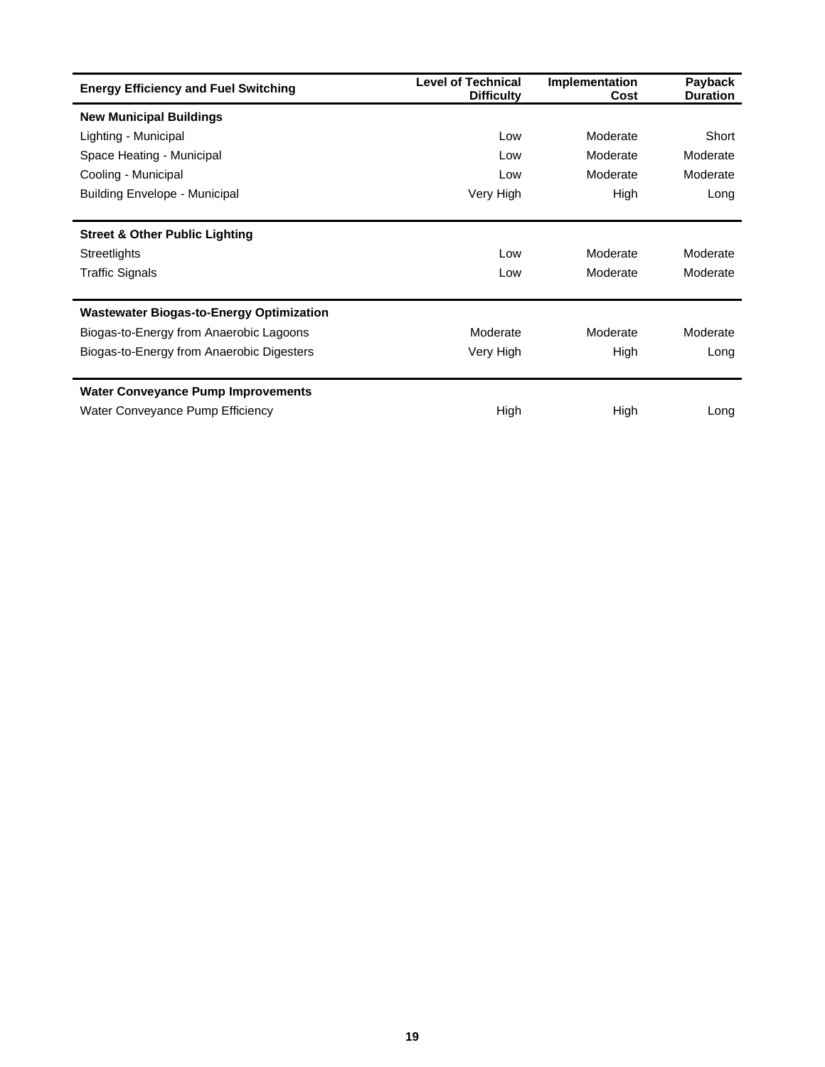| Energy Efficiency and Fuel Switching | Level of Technical Difficulty | Implementation Cost | Payback Duration |
|---|---|---|---|
| **New Municipal Buildings** | | | |
| Lighting - Municipal | Low | Moderate | Short |
| Space Heating - Municipal | Low | Moderate | Moderate |
| Cooling - Municipal | Low | Moderate | Moderate |
| Building Envelope - Municipal | Very High | High | Long |
| **Street & Other Public Lighting** | | | |
| Streetlights | Low | Moderate | Moderate |
| Traffic Signals | Low | Moderate | Moderate |
| **Wastewater Biogas-to-Energy Optimization** | | | |
| Biogas-to-Energy from Anaerobic Lagoons | Moderate | Moderate | Moderate |
| Biogas-to-Energy from Anaerobic Digesters | Very High | High | Long |
| **Water Conveyance Pump Improvements** | | | |
| Water Conveyance Pump Efficiency | High | High | Long |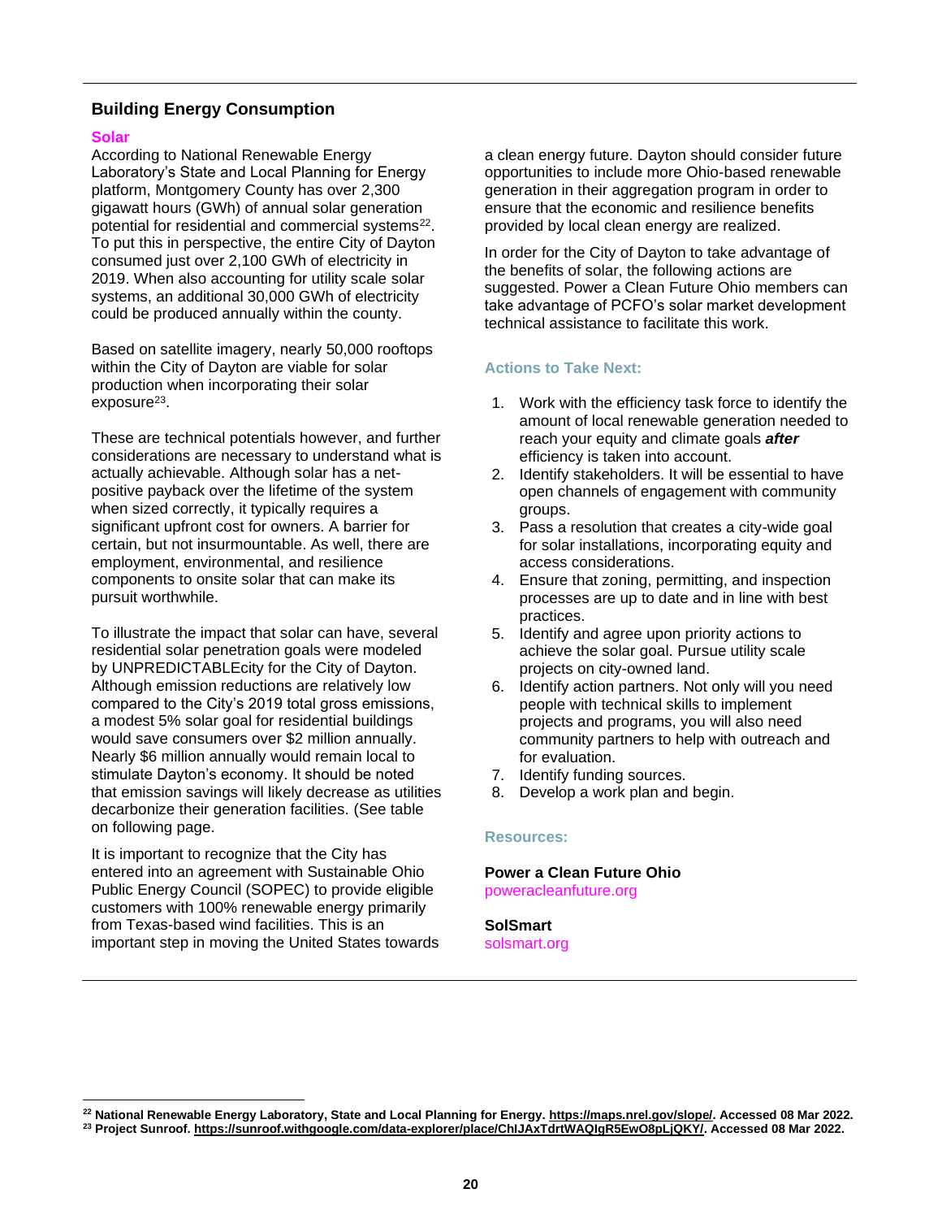## Building Energy Consumption

### Solar

According to National Renewable Energy Laboratory's State and Local Planning for Energy platform, Montgomery County has over 2,300 gigawatt hours (GWh) of annual solar generation potential for residential and commercial systems[22]. To put this in perspective, the entire City of Dayton consumed just over 2,100 GWh of electricity in 2019. When also accounting for utility scale solar systems, an additional 30,000 GWh of electricity could be produced annually within the county.

Based on satellite imagery, nearly 50,000 rooftops within the City of Dayton are viable for solar production when incorporating their solar exposure[23].

These are technical potentials however, and further considerations are necessary to understand what is actually achievable. Although solar has a net-positive payback over the lifetime of the system when sized correctly, it typically requires a significant upfront cost for owners. A barrier for certain, but not insurmountable. As well, there are employment, environmental, and resilience components to onsite solar that can make its pursuit worthwhile.

To illustrate the impact that solar can have, several residential solar penetration goals were modeled by UNPREDICTABLEcity for the City of Dayton. Although emission reductions are relatively low compared to the City's 2019 total gross emissions, a modest 5% solar goal for residential buildings would save consumers over $2 million annually. Nearly $6 million annually would remain local to stimulate Dayton's economy. It should be noted that emission savings will likely decrease as utilities decarbonize their generation facilities. (See table on following page.

It is important to recognize that the City has entered into an agreement with Sustainable Ohio Public Energy Council (SOPEC) to provide eligible customers with 100% renewable energy primarily from Texas-based wind facilities. This is an important step in moving the United States towards a clean energy future. Dayton should consider future opportunities to include more Ohio-based renewable generation in their aggregation program in order to ensure that the economic and resilience benefits provided by local clean energy are realized.

In order for the City of Dayton to take advantage of the benefits of solar, the following actions are suggested. Power a Clean Future Ohio members can take advantage of PCFO's solar market development technical assistance to facilitate this work.

#### Actions to Take Next:

1. Work with the efficiency task force to identify the amount of local renewable generation needed to reach your equity and climate goals ***after*** efficiency is taken into account.
2. Identify stakeholders. It will be essential to have open channels of engagement with community groups.
3. Pass a resolution that creates a city-wide goal for solar installations, incorporating equity and access considerations.
4. Ensure that zoning, permitting, and inspection processes are up to date and in line with best practices.
5. Identify and agree upon priority actions to achieve the solar goal. Pursue utility scale projects on city-owned land.
6. Identify action partners. Not only will you need people with technical skills to implement projects and programs, you will also need community partners to help with outreach and for evaluation.
7. Identify funding sources.
8. Develop a work plan and begin.

#### Resources:

**Power a Clean Future Ohio**
poweracleanfuture.org

**SolSmart**
solsmart.org

---

[22] **National Renewable Energy Laboratory, State and Local Planning for Energy. https://maps.nrel.gov/slope/. Accessed 08 Mar 2022.**
[23] **Project Sunroof. https://sunroof.withgoogle.com/data-explorer/place/ChIJAxTdrtWAQIgR5EwO8pLjQKY/. Accessed 08 Mar 2022.**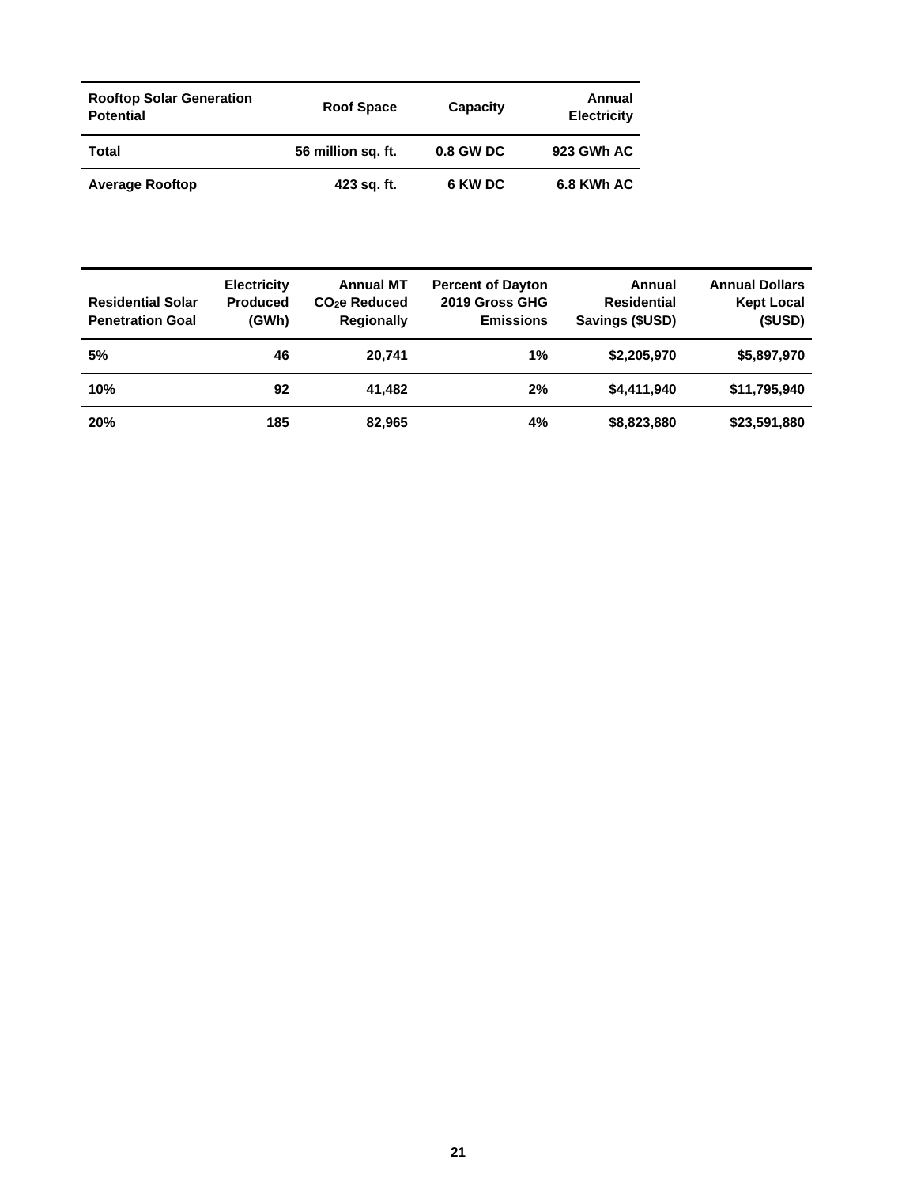| Rooftop Solar Generation Potential | Roof Space | Capacity | Annual Electricity |
|---|---|---|---|
| **Total** | **56 million sq. ft.** | **0.8 GW DC** | **923 GWh AC** |
| **Average Rooftop** | **423 sq. ft.** | **6 KW DC** | **6.8 KWh AC** |

| Residential Solar Penetration Goal | Electricity Produced (GWh) | Annual MT $CO_2e$ Reduced Regionally | Percent of Dayton 2019 Gross GHG Emissions | Annual Residential Savings ($USD) | Annual Dollars Kept Local ($USD) |
|---|---|---|---|---|---|
| **5%** | **46** | **20,741** | **1%** | **$2,205,970** | **$5,897,970** |
| **10%** | **92** | **41,482** | **2%** | **$4,411,940** | **$11,795,940** |
| **20%** | **185** | **82,965** | **4%** | **$8,823,880** | **$23,591,880** |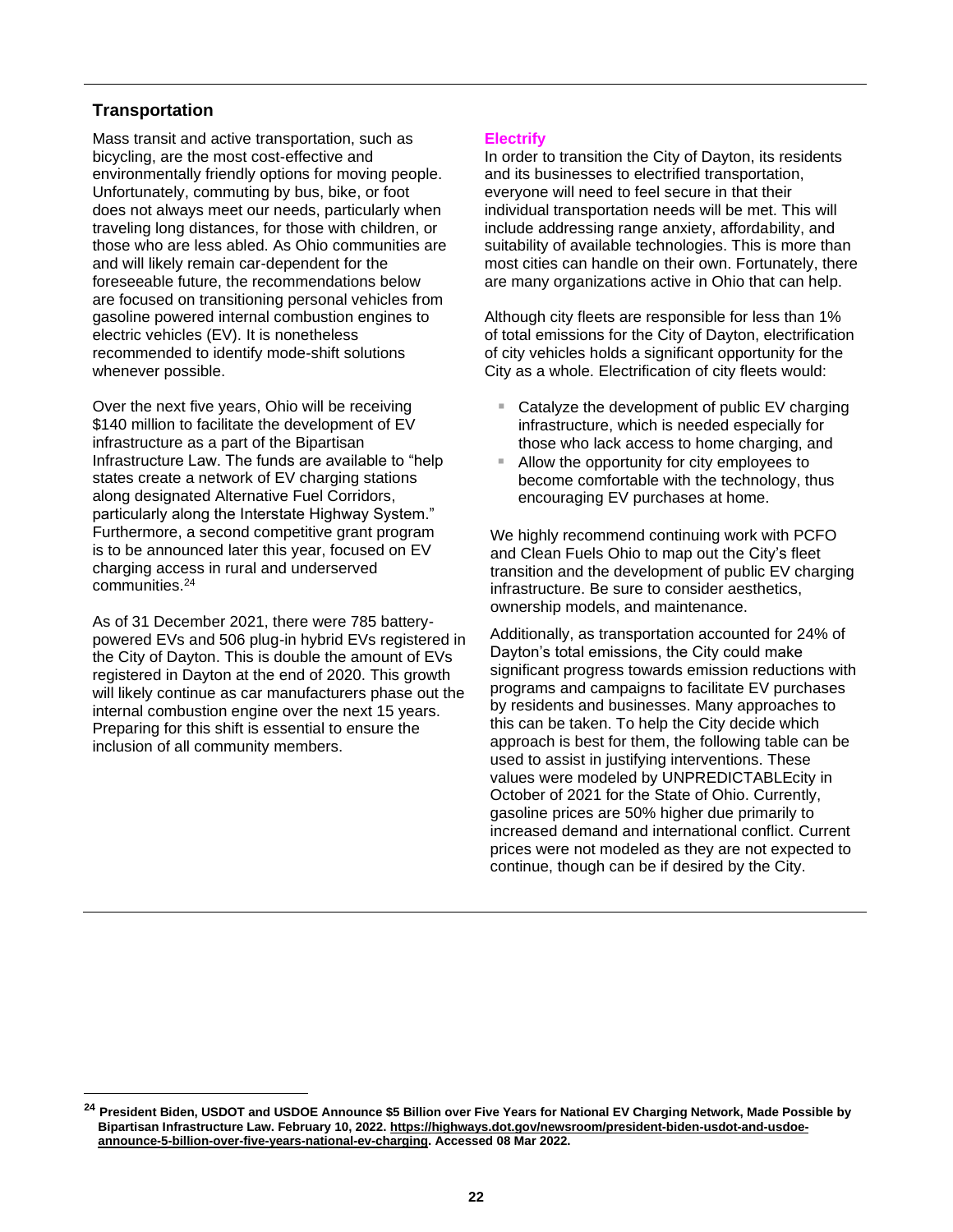## Transportation

Mass transit and active transportation, such as bicycling, are the most cost-effective and environmentally friendly options for moving people. Unfortunately, commuting by bus, bike, or foot does not always meet our needs, particularly when traveling long distances, for those with children, or those who are less abled. As Ohio communities are and will likely remain car-dependent for the foreseeable future, the recommendations below are focused on transitioning personal vehicles from gasoline powered internal combustion engines to electric vehicles (EV). It is nonetheless recommended to identify mode-shift solutions whenever possible.

Over the next five years, Ohio will be receiving $140 million to facilitate the development of EV infrastructure as a part of the Bipartisan Infrastructure Law. The funds are available to "help states create a network of EV charging stations along designated Alternative Fuel Corridors, particularly along the Interstate Highway System." Furthermore, a second competitive grant program is to be announced later this year, focused on EV charging access in rural and underserved communities.[24]

As of 31 December 2021, there were 785 battery-powered EVs and 506 plug-in hybrid EVs registered in the City of Dayton. This is double the amount of EVs registered in Dayton at the end of 2020. This growth will likely continue as car manufacturers phase out the internal combustion engine over the next 15 years. Preparing for this shift is essential to ensure the inclusion of all community members.

### Electrify

In order to transition the City of Dayton, its residents and its businesses to electrified transportation, everyone will need to feel secure in that their individual transportation needs will be met. This will include addressing range anxiety, affordability, and suitability of available technologies. This is more than most cities can handle on their own. Fortunately, there are many organizations active in Ohio that can help.

Although city fleets are responsible for less than 1% of total emissions for the City of Dayton, electrification of city vehicles holds a significant opportunity for the City as a whole. Electrification of city fleets would:

- Catalyze the development of public EV charging infrastructure, which is needed especially for those who lack access to home charging, and
- Allow the opportunity for city employees to become comfortable with the technology, thus encouraging EV purchases at home.

We highly recommend continuing work with PCFO and Clean Fuels Ohio to map out the City's fleet transition and the development of public EV charging infrastructure. Be sure to consider aesthetics, ownership models, and maintenance.

Additionally, as transportation accounted for 24% of Dayton's total emissions, the City could make significant progress towards emission reductions with programs and campaigns to facilitate EV purchases by residents and businesses. Many approaches to this can be taken. To help the City decide which approach is best for them, the following table can be used to assist in justifying interventions. These values were modeled by UNPREDICTABLEcity in October of 2021 for the State of Ohio. Currently, gasoline prices are 50% higher due primarily to increased demand and international conflict. Current prices were not modeled as they are not expected to continue, though can be if desired by the City.

---

[24] **President Biden, USDOT and USDOE Announce $5 Billion over Five Years for National EV Charging Network, Made Possible by Bipartisan Infrastructure Law. February 10, 2022. https://highways.dot.gov/newsroom/president-biden-usdot-and-usdoe-announce-5-billion-over-five-years-national-ev-charging. Accessed 08 Mar 2022.**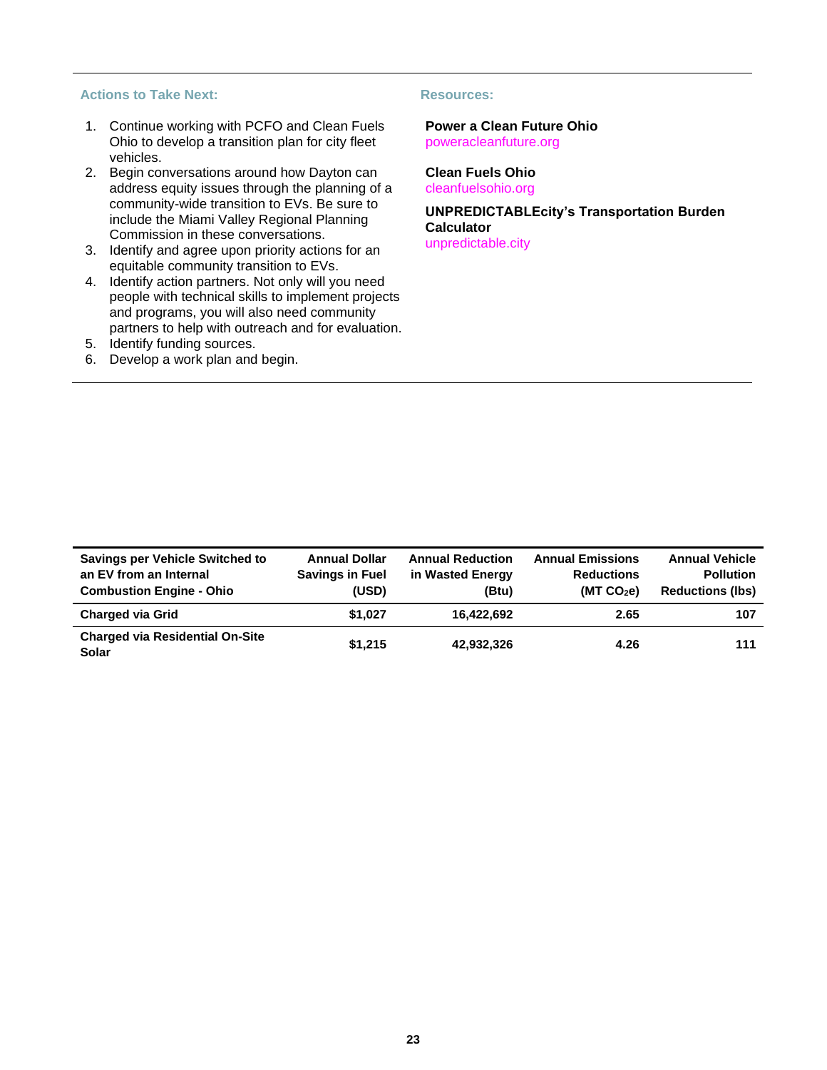### Actions to Take Next:

1. Continue working with PCFO and Clean Fuels Ohio to develop a transition plan for city fleet vehicles.
2. Begin conversations around how Dayton can address equity issues through the planning of a community-wide transition to EVs. Be sure to include the Miami Valley Regional Planning Commission in these conversations.
3. Identify and agree upon priority actions for an equitable community transition to EVs.
4. Identify action partners. Not only will you need people with technical skills to implement projects and programs, you will also need community partners to help with outreach and for evaluation.
5. Identify funding sources.
6. Develop a work plan and begin.

### Resources:

**Power a Clean Future Ohio**
poweracleanfuture.org

**Clean Fuels Ohio**
cleanfuelsohio.org

**UNPREDICTABLEcity's Transportation Burden Calculator**
unpredictable.city

| Savings per Vehicle Switched to an EV from an Internal Combustion Engine - Ohio | Annual Dollar Savings in Fuel (USD) | Annual Reduction in Wasted Energy (Btu) | Annual Emissions Reductions (MT $CO_2$e) | Annual Vehicle Pollution Reductions (lbs) |
|---|---|---|---|---|
| **Charged via Grid** | **$1,027** | **16,422,692** | **2.65** | **107** |
| **Charged via Residential On-Site Solar** | **$1,215** | **42,932,326** | **4.26** | **111** |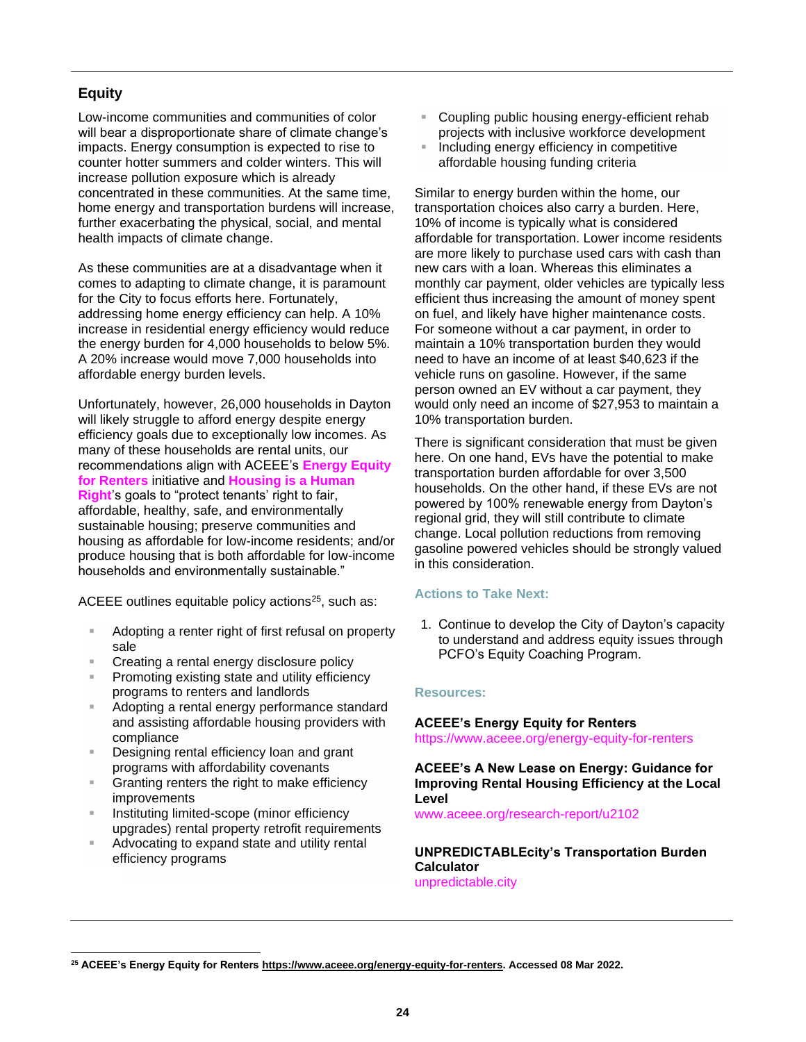## Equity

Low-income communities and communities of color will bear a disproportionate share of climate change's impacts. Energy consumption is expected to rise to counter hotter summers and colder winters. This will increase pollution exposure which is already concentrated in these communities. At the same time, home energy and transportation burdens will increase, further exacerbating the physical, social, and mental health impacts of climate change.

As these communities are at a disadvantage when it comes to adapting to climate change, it is paramount for the City to focus efforts here. Fortunately, addressing home energy efficiency can help. A 10% increase in residential energy efficiency would reduce the energy burden for 4,000 households to below 5%. A 20% increase would move 7,000 households into affordable energy burden levels.

Unfortunately, however, 26,000 households in Dayton will likely struggle to afford energy despite energy efficiency goals due to exceptionally low incomes. As many of these households are rental units, our recommendations align with ACEEE's **Energy Equity for Renters** initiative and **Housing is a Human Right**'s goals to "protect tenants' right to fair, affordable, healthy, safe, and environmentally sustainable housing; preserve communities and housing as affordable for low-income residents; and/or produce housing that is both affordable for low-income households and environmentally sustainable."

ACEEE outlines equitable policy actions[25], such as:

- Adopting a renter right of first refusal on property sale
- Creating a rental energy disclosure policy
- Promoting existing state and utility efficiency programs to renters and landlords
- Adopting a rental energy performance standard and assisting affordable housing providers with compliance
- Designing rental efficiency loan and grant programs with affordability covenants
- Granting renters the right to make efficiency improvements
- Instituting limited-scope (minor efficiency upgrades) rental property retrofit requirements
- Advocating to expand state and utility rental efficiency programs
- Coupling public housing energy-efficient rehab projects with inclusive workforce development
- Including energy efficiency in competitive affordable housing funding criteria

Similar to energy burden within the home, our transportation choices also carry a burden. Here, 10% of income is typically what is considered affordable for transportation. Lower income residents are more likely to purchase used cars with cash than new cars with a loan. Whereas this eliminates a monthly car payment, older vehicles are typically less efficient thus increasing the amount of money spent on fuel, and likely have higher maintenance costs. For someone without a car payment, in order to maintain a 10% transportation burden they would need to have an income of at least $40,623 if the vehicle runs on gasoline. However, if the same person owned an EV without a car payment, they would only need an income of $27,953 to maintain a 10% transportation burden.

There is significant consideration that must be given here. On one hand, EVs have the potential to make transportation burden affordable for over 3,500 households. On the other hand, if these EVs are not powered by 100% renewable energy from Dayton's regional grid, they will still contribute to climate change. Local pollution reductions from removing gasoline powered vehicles should be strongly valued in this consideration.

### Actions to Take Next:

1. Continue to develop the City of Dayton's capacity to understand and address equity issues through PCFO's Equity Coaching Program.

### Resources:

**ACEEE's Energy Equity for Renters**
https://www.aceee.org/energy-equity-for-renters

**ACEEE's A New Lease on Energy: Guidance for Improving Rental Housing Efficiency at the Local Level**
www.aceee.org/research-report/u2102

**UNPREDICTABLEcity's Transportation Burden Calculator**
unpredictable.city

---

[25] **ACEEE's Energy Equity for Renters https://www.aceee.org/energy-equity-for-renters. Accessed 08 Mar 2022.**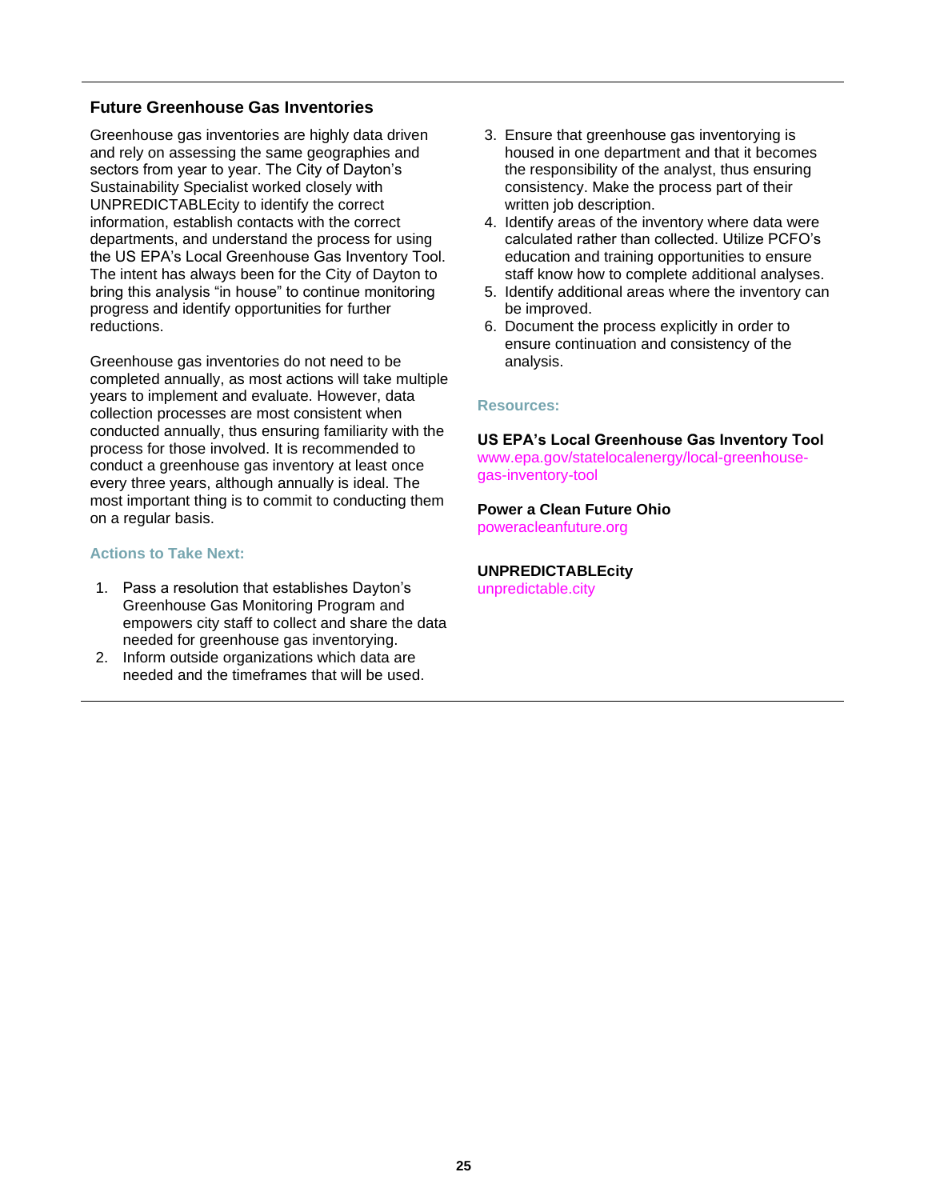## Future Greenhouse Gas Inventories

Greenhouse gas inventories are highly data driven and rely on assessing the same geographies and sectors from year to year. The City of Dayton's Sustainability Specialist worked closely with UNPREDICTABLEcity to identify the correct information, establish contacts with the correct departments, and understand the process for using the US EPA's Local Greenhouse Gas Inventory Tool. The intent has always been for the City of Dayton to bring this analysis "in house" to continue monitoring progress and identify opportunities for further reductions.

Greenhouse gas inventories do not need to be completed annually, as most actions will take multiple years to implement and evaluate. However, data collection processes are most consistent when conducted annually, thus ensuring familiarity with the process for those involved. It is recommended to conduct a greenhouse gas inventory at least once every three years, although annually is ideal. The most important thing is to commit to conducting them on a regular basis.

### Actions to Take Next:

1. Pass a resolution that establishes Dayton's Greenhouse Gas Monitoring Program and empowers city staff to collect and share the data needed for greenhouse gas inventorying.
2. Inform outside organizations which data are needed and the timeframes that will be used.
3. Ensure that greenhouse gas inventorying is housed in one department and that it becomes the responsibility of the analyst, thus ensuring consistency. Make the process part of their written job description.
4. Identify areas of the inventory where data were calculated rather than collected. Utilize PCFO's education and training opportunities to ensure staff know how to complete additional analyses.
5. Identify additional areas where the inventory can be improved.
6. Document the process explicitly in order to ensure continuation and consistency of the analysis.

### Resources:

**US EPA's Local Greenhouse Gas Inventory Tool**
www.epa.gov/statelocalenergy/local-greenhouse-gas-inventory-tool

**Power a Clean Future Ohio**
poweracleanfuture.org

**UNPREDICTABLEcity**
unpredictable.city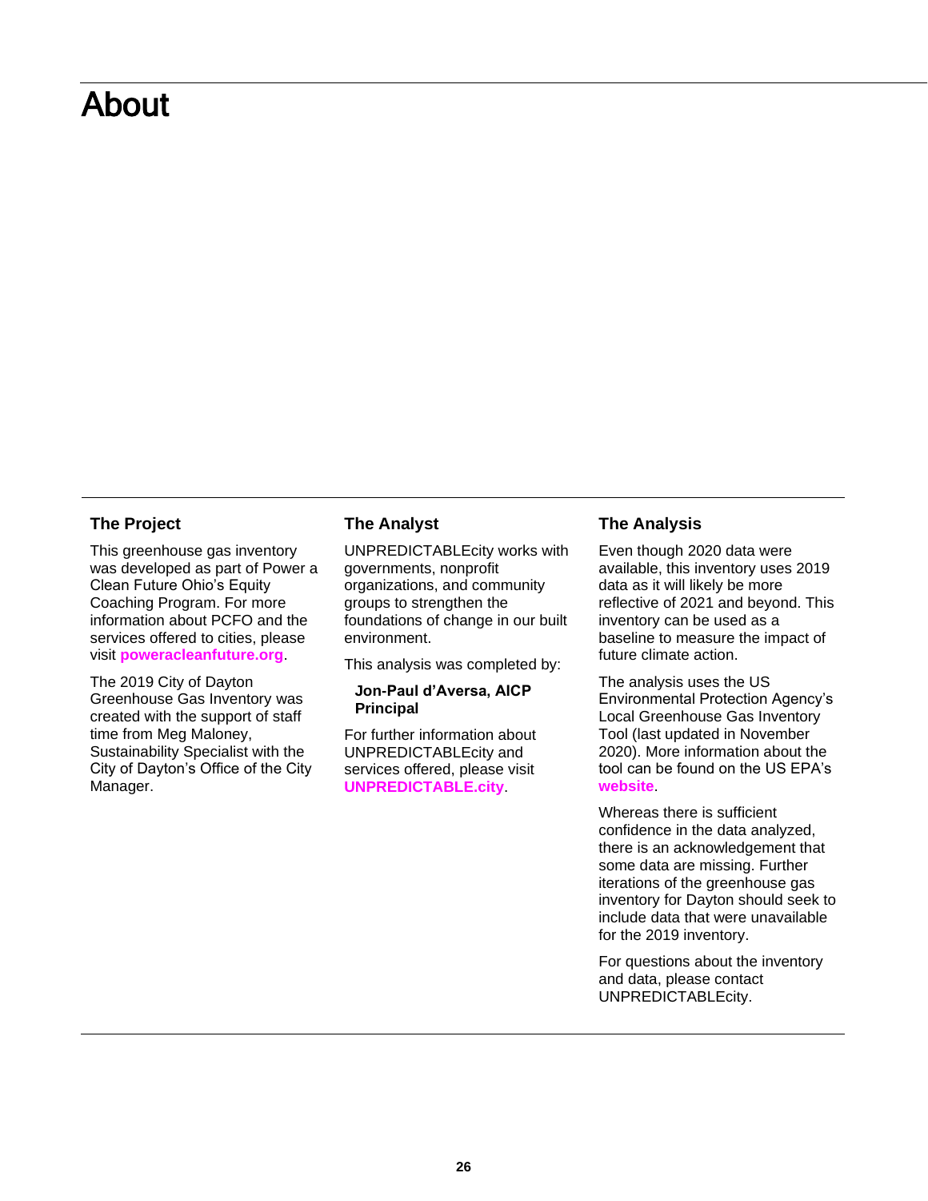# About

## The Project

This greenhouse gas inventory was developed as part of Power a Clean Future Ohio's Equity Coaching Program. For more information about PCFO and the services offered to cities, please visit **poweracleanfuture.org**.

The 2019 City of Dayton Greenhouse Gas Inventory was created with the support of staff time from Meg Maloney, Sustainability Specialist with the City of Dayton's Office of the City Manager.

## The Analyst

UNPREDICTABLEcity works with governments, nonprofit organizations, and community groups to strengthen the foundations of change in our built environment.

This analysis was completed by:

**Jon-Paul d'Aversa, AICP**
**Principal**

For further information about UNPREDICTABLEcity and services offered, please visit **UNPREDICTABLE.city**.

## The Analysis

Even though 2020 data were available, this inventory uses 2019 data as it will likely be more reflective of 2021 and beyond. This inventory can be used as a baseline to measure the impact of future climate action.

The analysis uses the US Environmental Protection Agency's Local Greenhouse Gas Inventory Tool (last updated in November 2020). More information about the tool can be found on the US EPA's **website**.

Whereas there is sufficient confidence in the data analyzed, there is an acknowledgement that some data are missing. Further iterations of the greenhouse gas inventory for Dayton should seek to include data that were unavailable for the 2019 inventory.

For questions about the inventory and data, please contact UNPREDICTABLEcity.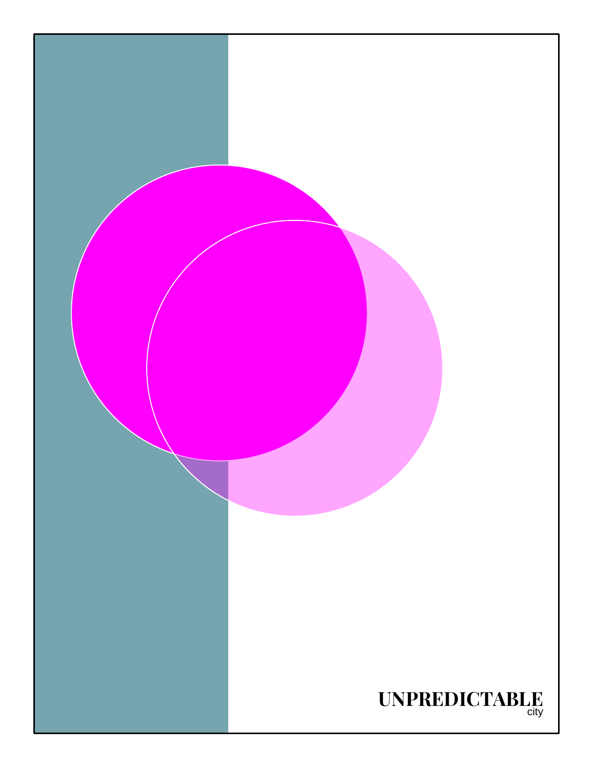**UNPREDICTABLE**
city